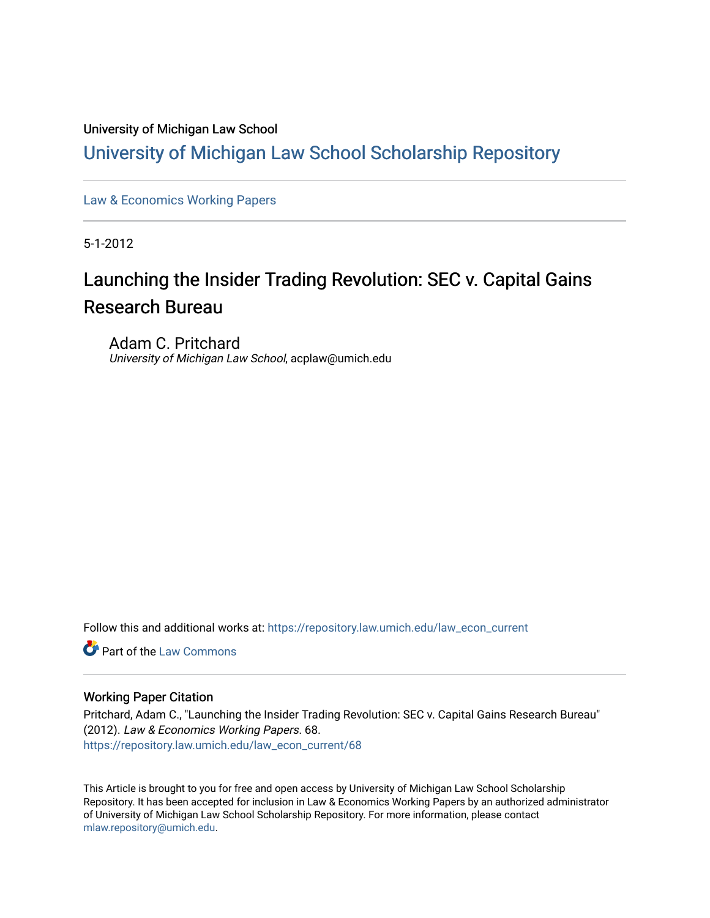University of Michigan Law School

# University of Michigan Law School Scholarship Repository

Law & Economics Working Papers

5-1-2012

## Launching the Insider Trading Revolution: SEC v. Capital Gains Research Bureau

Adam C. Pritchard
*University of Michigan Law School*, acplaw@umich.edu

Follow this and additional works at: https://repository.law.umich.edu/law_econ_current

Part of the Law Commons

### Working Paper Citation

Pritchard, Adam C., "Launching the Insider Trading Revolution: SEC v. Capital Gains Research Bureau" (2012). *Law & Economics Working Papers*. 68.
https://repository.law.umich.edu/law_econ_current/68

This Article is brought to you for free and open access by University of Michigan Law School Scholarship Repository. It has been accepted for inclusion in Law & Economics Working Papers by an authorized administrator of University of Michigan Law School Scholarship Repository. For more information, please contact mlaw.repository@umich.edu.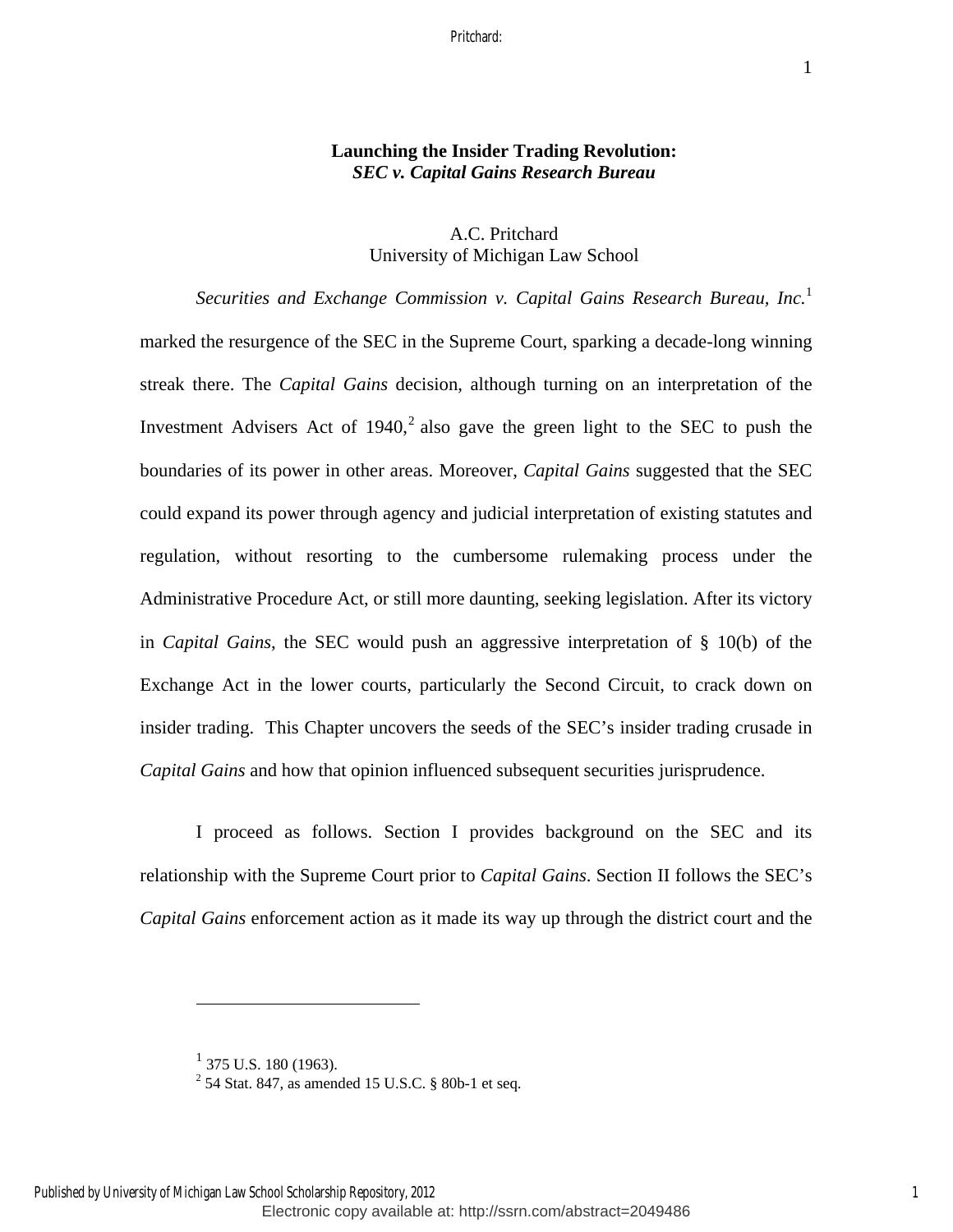# Launching the Insider Trading Revolution: *SEC v. Capital Gains Research Bureau*

A.C. Pritchard
University of Michigan Law School

*Securities and Exchange Commission v. Capital Gains Research Bureau, Inc.*[1] marked the resurgence of the SEC in the Supreme Court, sparking a decade-long winning streak there. The *Capital Gains* decision, although turning on an interpretation of the Investment Advisers Act of 1940,[2] also gave the green light to the SEC to push the boundaries of its power in other areas. Moreover, *Capital Gains* suggested that the SEC could expand its power through agency and judicial interpretation of existing statutes and regulation, without resorting to the cumbersome rulemaking process under the Administrative Procedure Act, or still more daunting, seeking legislation. After its victory in *Capital Gains*, the SEC would push an aggressive interpretation of § 10(b) of the Exchange Act in the lower courts, particularly the Second Circuit, to crack down on insider trading. This Chapter uncovers the seeds of the SEC's insider trading crusade in *Capital Gains* and how that opinion influenced subsequent securities jurisprudence.

I proceed as follows. Section I provides background on the SEC and its relationship with the Supreme Court prior to *Capital Gains*. Section II follows the SEC's *Capital Gains* enforcement action as it made its way up through the district court and the

[1] 375 U.S. 180 (1963).

[2] 54 Stat. 847, as amended 15 U.S.C. § 80b-1 et seq.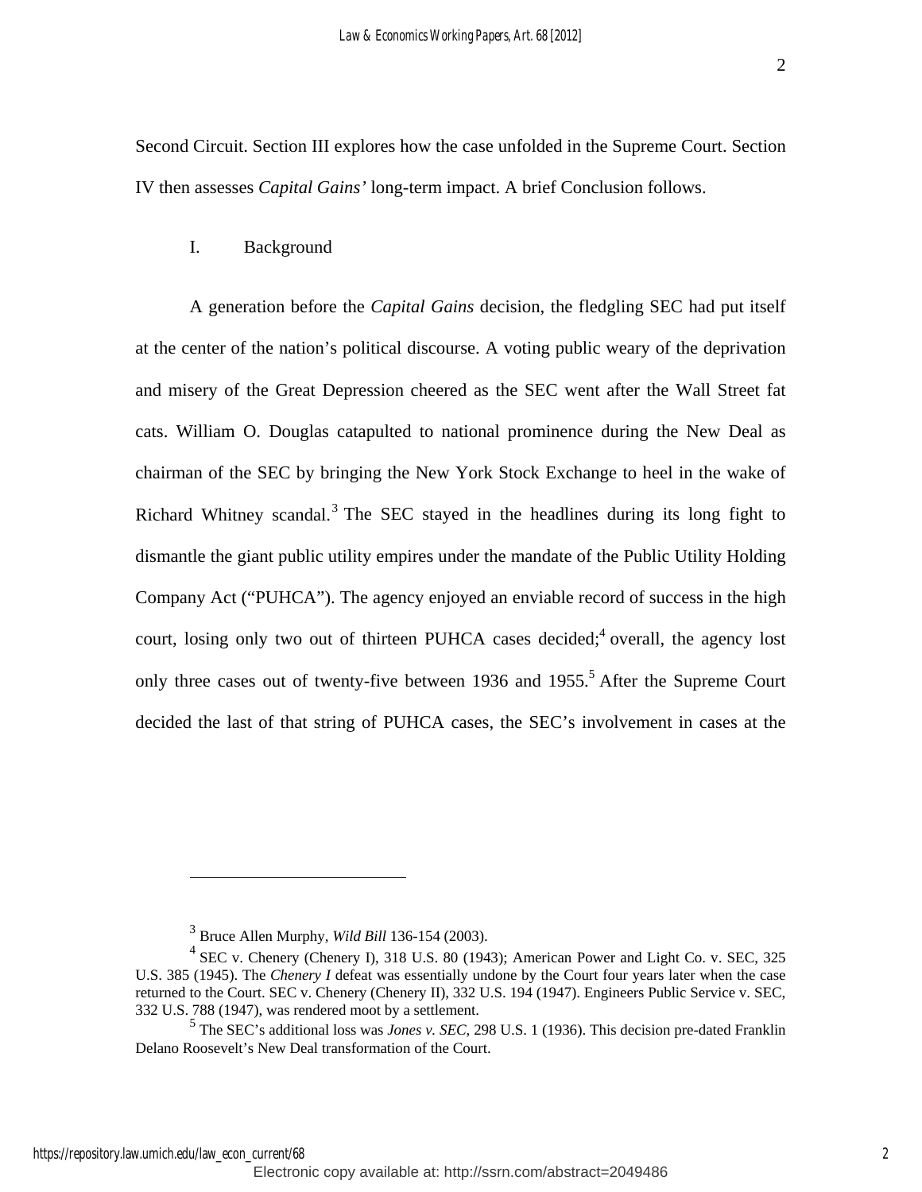Second Circuit. Section III explores how the case unfolded in the Supreme Court. Section IV then assesses *Capital Gains'* long-term impact. A brief Conclusion follows.

## I. Background

A generation before the *Capital Gains* decision, the fledgling SEC had put itself at the center of the nation's political discourse. A voting public weary of the deprivation and misery of the Great Depression cheered as the SEC went after the Wall Street fat cats. William O. Douglas catapulted to national prominence during the New Deal as chairman of the SEC by bringing the New York Stock Exchange to heel in the wake of Richard Whitney scandal.[3] The SEC stayed in the headlines during its long fight to dismantle the giant public utility empires under the mandate of the Public Utility Holding Company Act ("PUHCA"). The agency enjoyed an enviable record of success in the high court, losing only two out of thirteen PUHCA cases decided;[4] overall, the agency lost only three cases out of twenty-five between 1936 and 1955.[5] After the Supreme Court decided the last of that string of PUHCA cases, the SEC's involvement in cases at the

---

[3] Bruce Allen Murphy, *Wild Bill* 136-154 (2003).

[4] SEC v. Chenery (Chenery I), 318 U.S. 80 (1943); American Power and Light Co. v. SEC, 325 U.S. 385 (1945). The *Chenery I* defeat was essentially undone by the Court four years later when the case returned to the Court. SEC v. Chenery (Chenery II), 332 U.S. 194 (1947). Engineers Public Service v. SEC, 332 U.S. 788 (1947), was rendered moot by a settlement.

[5] The SEC's additional loss was *Jones v. SEC*, 298 U.S. 1 (1936). This decision pre-dated Franklin Delano Roosevelt's New Deal transformation of the Court.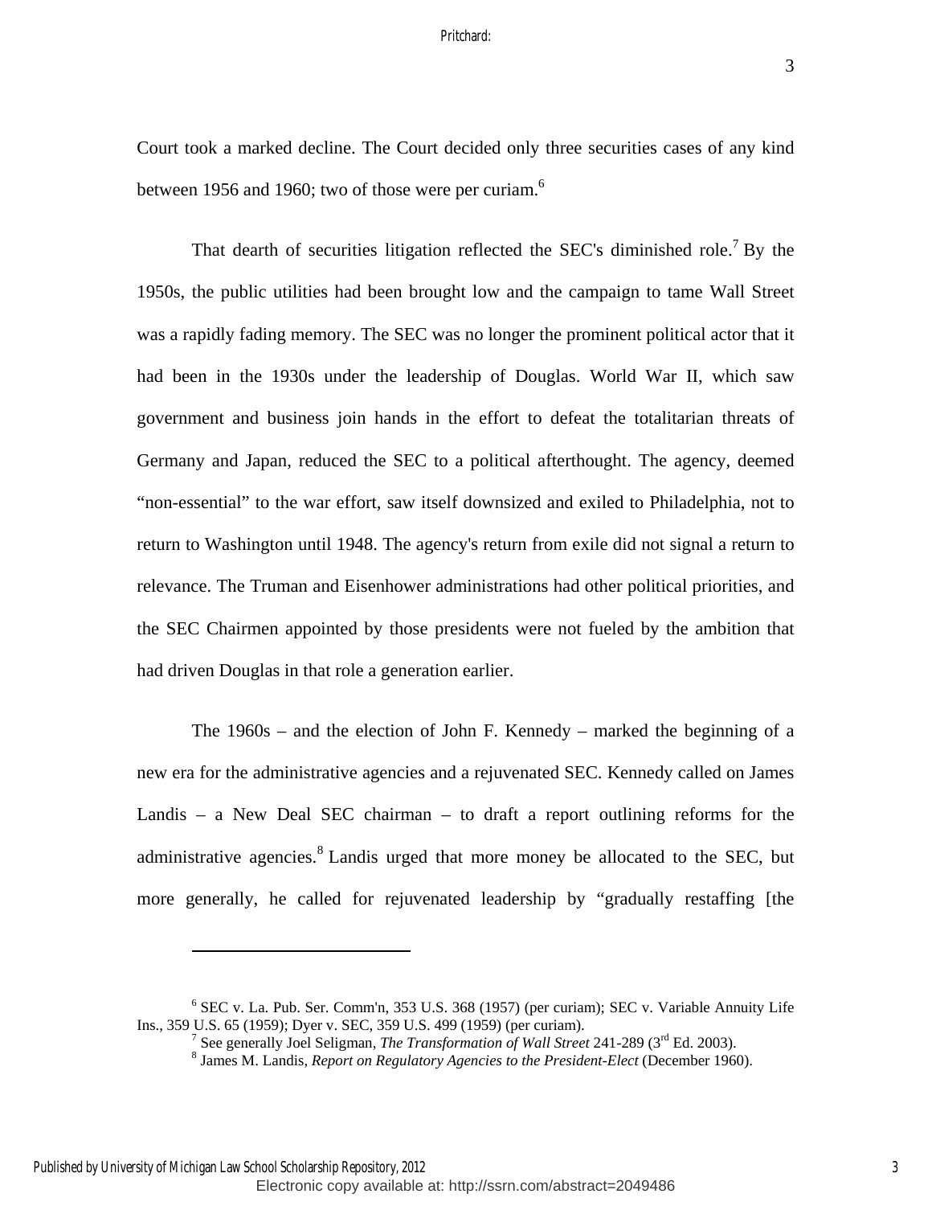Court took a marked decline. The Court decided only three securities cases of any kind between 1956 and 1960; two of those were per curiam.[6]

That dearth of securities litigation reflected the SEC's diminished role.[7] By the 1950s, the public utilities had been brought low and the campaign to tame Wall Street was a rapidly fading memory. The SEC was no longer the prominent political actor that it had been in the 1930s under the leadership of Douglas. World War II, which saw government and business join hands in the effort to defeat the totalitarian threats of Germany and Japan, reduced the SEC to a political afterthought. The agency, deemed "non-essential" to the war effort, saw itself downsized and exiled to Philadelphia, not to return to Washington until 1948. The agency's return from exile did not signal a return to relevance. The Truman and Eisenhower administrations had other political priorities, and the SEC Chairmen appointed by those presidents were not fueled by the ambition that had driven Douglas in that role a generation earlier.

The 1960s – and the election of John F. Kennedy – marked the beginning of a new era for the administrative agencies and a rejuvenated SEC. Kennedy called on James Landis – a New Deal SEC chairman – to draft a report outlining reforms for the administrative agencies.[8] Landis urged that more money be allocated to the SEC, but more generally, he called for rejuvenated leadership by "gradually restaffing [the

---

[6] SEC v. La. Pub. Ser. Comm'n, 353 U.S. 368 (1957) (per curiam); SEC v. Variable Annuity Life Ins., 359 U.S. 65 (1959); Dyer v. SEC, 359 U.S. 499 (1959) (per curiam).

[7] See generally Joel Seligman, *The Transformation of Wall Street* 241-289 (3rd Ed. 2003).

[8] James M. Landis, *Report on Regulatory Agencies to the President-Elect* (December 1960).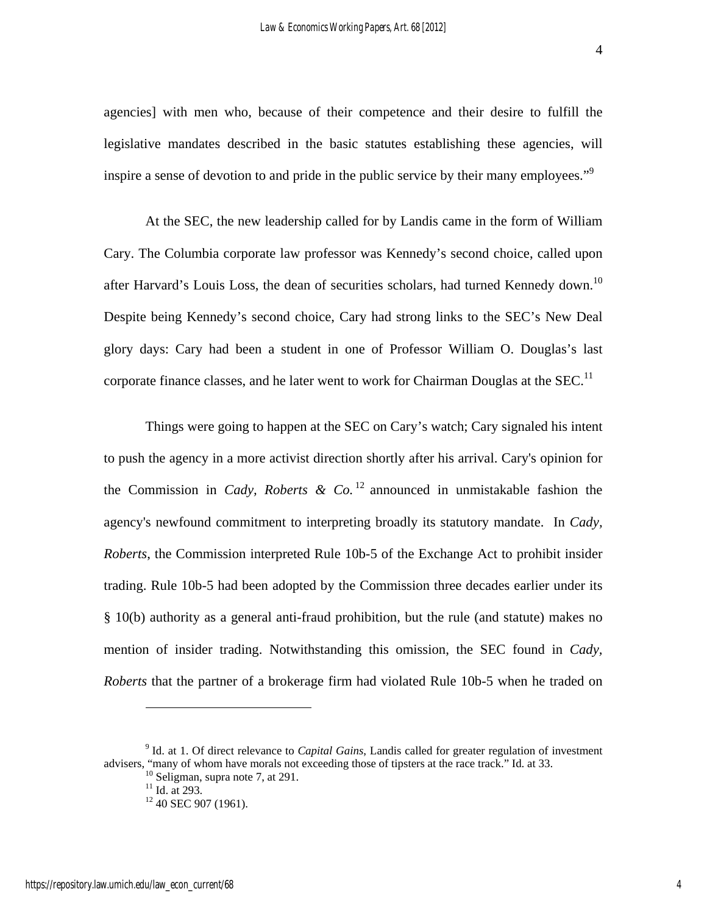agencies] with men who, because of their competence and their desire to fulfill the legislative mandates described in the basic statutes establishing these agencies, will inspire a sense of devotion to and pride in the public service by their many employees."[9]

At the SEC, the new leadership called for by Landis came in the form of William Cary. The Columbia corporate law professor was Kennedy's second choice, called upon after Harvard's Louis Loss, the dean of securities scholars, had turned Kennedy down.[10] Despite being Kennedy's second choice, Cary had strong links to the SEC's New Deal glory days: Cary had been a student in one of Professor William O. Douglas's last corporate finance classes, and he later went to work for Chairman Douglas at the SEC.[11]

Things were going to happen at the SEC on Cary's watch; Cary signaled his intent to push the agency in a more activist direction shortly after his arrival. Cary's opinion for the Commission in *Cady, Roberts & Co.*[12] announced in unmistakable fashion the agency's newfound commitment to interpreting broadly its statutory mandate. In *Cady, Roberts*, the Commission interpreted Rule 10b-5 of the Exchange Act to prohibit insider trading. Rule 10b-5 had been adopted by the Commission three decades earlier under its § 10(b) authority as a general anti-fraud prohibition, but the rule (and statute) makes no mention of insider trading. Notwithstanding this omission, the SEC found in *Cady, Roberts* that the partner of a brokerage firm had violated Rule 10b-5 when he traded on

---

[9] Id. at 1. Of direct relevance to *Capital Gains*, Landis called for greater regulation of investment advisers, "many of whom have morals not exceeding those of tipsters at the race track." Id. at 33.

[10] Seligman, supra note 7, at 291.

[11] Id. at 293.

[12] 40 SEC 907 (1961).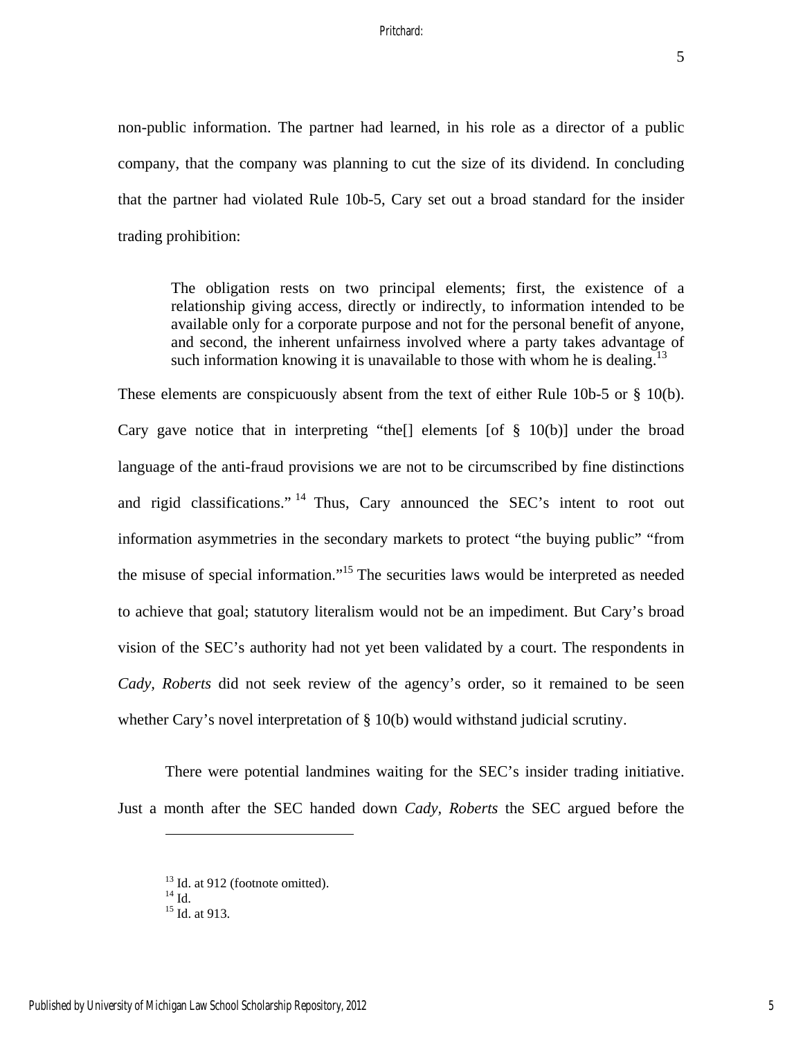non-public information. The partner had learned, in his role as a director of a public company, that the company was planning to cut the size of its dividend. In concluding that the partner had violated Rule 10b-5, Cary set out a broad standard for the insider trading prohibition:

> The obligation rests on two principal elements; first, the existence of a relationship giving access, directly or indirectly, to information intended to be available only for a corporate purpose and not for the personal benefit of anyone, and second, the inherent unfairness involved where a party takes advantage of such information knowing it is unavailable to those with whom he is dealing.[13]

These elements are conspicuously absent from the text of either Rule 10b-5 or § 10(b). Cary gave notice that in interpreting "the[] elements [of § 10(b)] under the broad language of the anti-fraud provisions we are not to be circumscribed by fine distinctions and rigid classifications."[14] Thus, Cary announced the SEC's intent to root out information asymmetries in the secondary markets to protect "the buying public" "from the misuse of special information."[15] The securities laws would be interpreted as needed to achieve that goal; statutory literalism would not be an impediment. But Cary's broad vision of the SEC's authority had not yet been validated by a court. The respondents in *Cady, Roberts* did not seek review of the agency's order, so it remained to be seen whether Cary's novel interpretation of § 10(b) would withstand judicial scrutiny.

There were potential landmines waiting for the SEC's insider trading initiative. Just a month after the SEC handed down *Cady, Roberts* the SEC argued before the

---

[13] Id. at 912 (footnote omitted).
[14] Id.
[15] Id. at 913.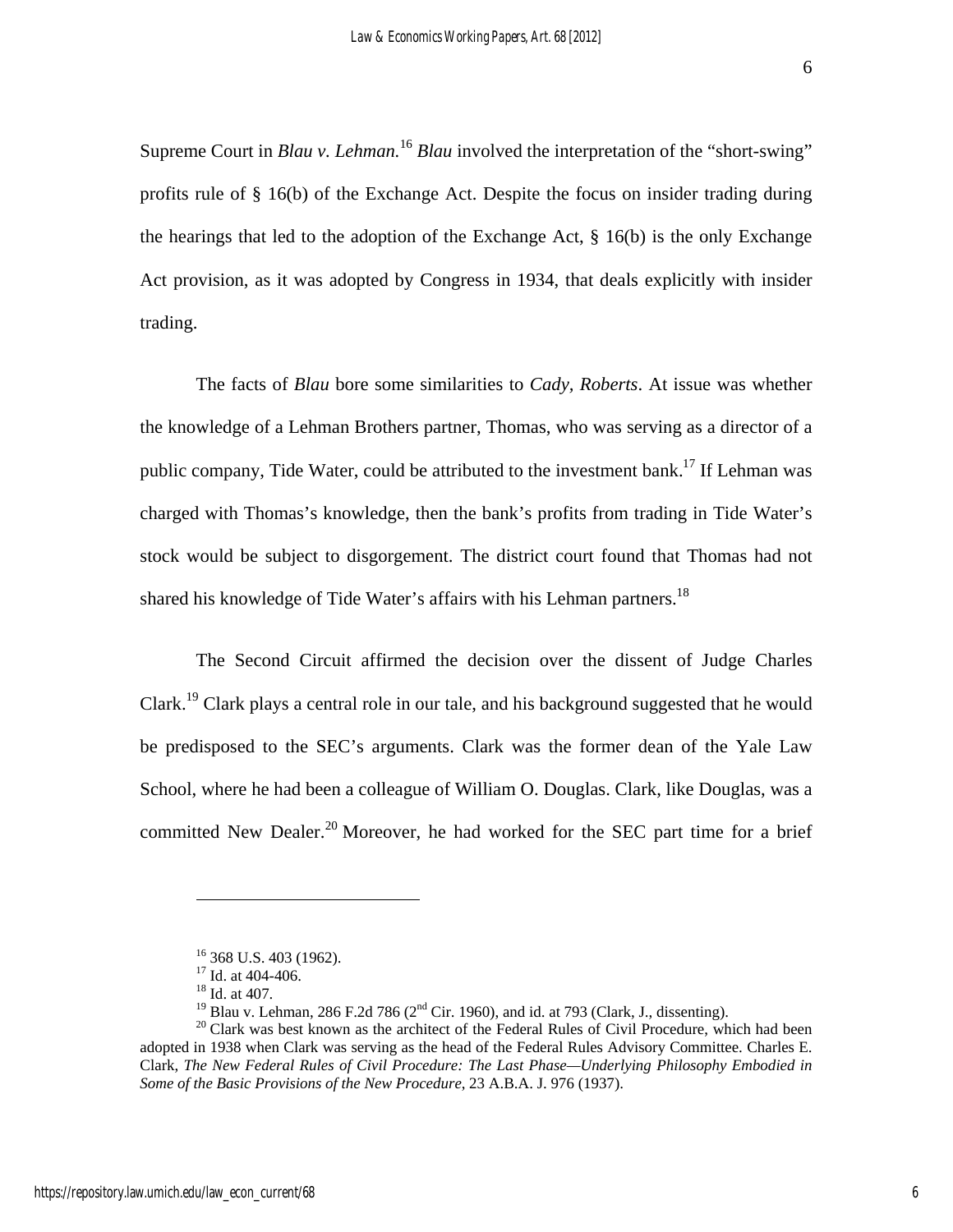Supreme Court in *Blau v. Lehman.*[16] *Blau* involved the interpretation of the "short-swing" profits rule of § 16(b) of the Exchange Act. Despite the focus on insider trading during the hearings that led to the adoption of the Exchange Act, § 16(b) is the only Exchange Act provision, as it was adopted by Congress in 1934, that deals explicitly with insider trading.

The facts of *Blau* bore some similarities to *Cady, Roberts*. At issue was whether the knowledge of a Lehman Brothers partner, Thomas, who was serving as a director of a public company, Tide Water, could be attributed to the investment bank.[17] If Lehman was charged with Thomas's knowledge, then the bank's profits from trading in Tide Water's stock would be subject to disgorgement. The district court found that Thomas had not shared his knowledge of Tide Water's affairs with his Lehman partners.[18]

The Second Circuit affirmed the decision over the dissent of Judge Charles Clark.[19] Clark plays a central role in our tale, and his background suggested that he would be predisposed to the SEC's arguments. Clark was the former dean of the Yale Law School, where he had been a colleague of William O. Douglas. Clark, like Douglas, was a committed New Dealer.[20] Moreover, he had worked for the SEC part time for a brief

---

[16] 368 U.S. 403 (1962).

[17] Id. at 404-406.

[18] Id. at 407.

[19] Blau v. Lehman, 286 F.2d 786 (2nd Cir. 1960), and id. at 793 (Clark, J., dissenting).

[20] Clark was best known as the architect of the Federal Rules of Civil Procedure, which had been adopted in 1938 when Clark was serving as the head of the Federal Rules Advisory Committee. Charles E. Clark, *The New Federal Rules of Civil Procedure: The Last Phase—Underlying Philosophy Embodied in Some of the Basic Provisions of the New Procedure*, 23 A.B.A. J. 976 (1937).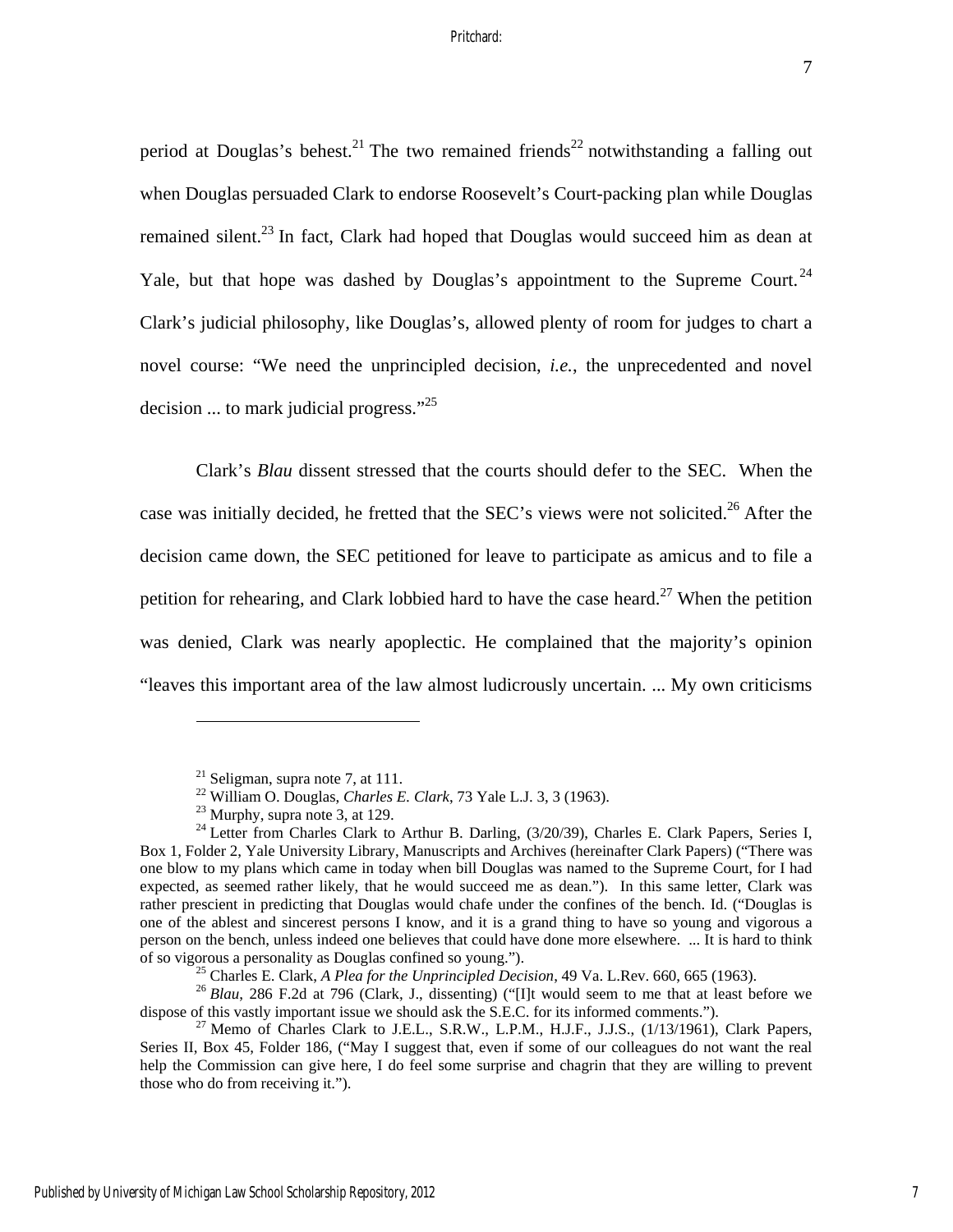period at Douglas's behest.[21] The two remained friends[22] notwithstanding a falling out when Douglas persuaded Clark to endorse Roosevelt's Court-packing plan while Douglas remained silent.[23] In fact, Clark had hoped that Douglas would succeed him as dean at Yale, but that hope was dashed by Douglas's appointment to the Supreme Court.[24] Clark's judicial philosophy, like Douglas's, allowed plenty of room for judges to chart a novel course: "We need the unprincipled decision, *i.e.*, the unprecedented and novel decision ... to mark judicial progress."[25]

Clark's *Blau* dissent stressed that the courts should defer to the SEC. When the case was initially decided, he fretted that the SEC's views were not solicited.[26] After the decision came down, the SEC petitioned for leave to participate as amicus and to file a petition for rehearing, and Clark lobbied hard to have the case heard.[27] When the petition was denied, Clark was nearly apoplectic. He complained that the majority's opinion "leaves this important area of the law almost ludicrously uncertain. ... My own criticisms

---

[21] Seligman, supra note 7, at 111.

[22] William O. Douglas, *Charles E. Clark*, 73 Yale L.J. 3, 3 (1963).

[23] Murphy, supra note 3, at 129.

[24] Letter from Charles Clark to Arthur B. Darling, (3/20/39), Charles E. Clark Papers, Series I, Box 1, Folder 2, Yale University Library, Manuscripts and Archives (hereinafter Clark Papers) ("There was one blow to my plans which came in today when bill Douglas was named to the Supreme Court, for I had expected, as seemed rather likely, that he would succeed me as dean."). In this same letter, Clark was rather prescient in predicting that Douglas would chafe under the confines of the bench. Id. ("Douglas is one of the ablest and sincerest persons I know, and it is a grand thing to have so young and vigorous a person on the bench, unless indeed one believes that could have done more elsewhere. ... It is hard to think of so vigorous a personality as Douglas confined so young.").

[25] Charles E. Clark, *A Plea for the Unprincipled Decision*, 49 Va. L.Rev. 660, 665 (1963).

[26] *Blau*, 286 F.2d at 796 (Clark, J., dissenting) ("[I]t would seem to me that at least before we dispose of this vastly important issue we should ask the S.E.C. for its informed comments.").

[27] Memo of Charles Clark to J.E.L., S.R.W., L.P.M., H.J.F., J.J.S., (1/13/1961), Clark Papers, Series II, Box 45, Folder 186, ("May I suggest that, even if some of our colleagues do not want the real help the Commission can give here, I do feel some surprise and chagrin that they are willing to prevent those who do from receiving it.").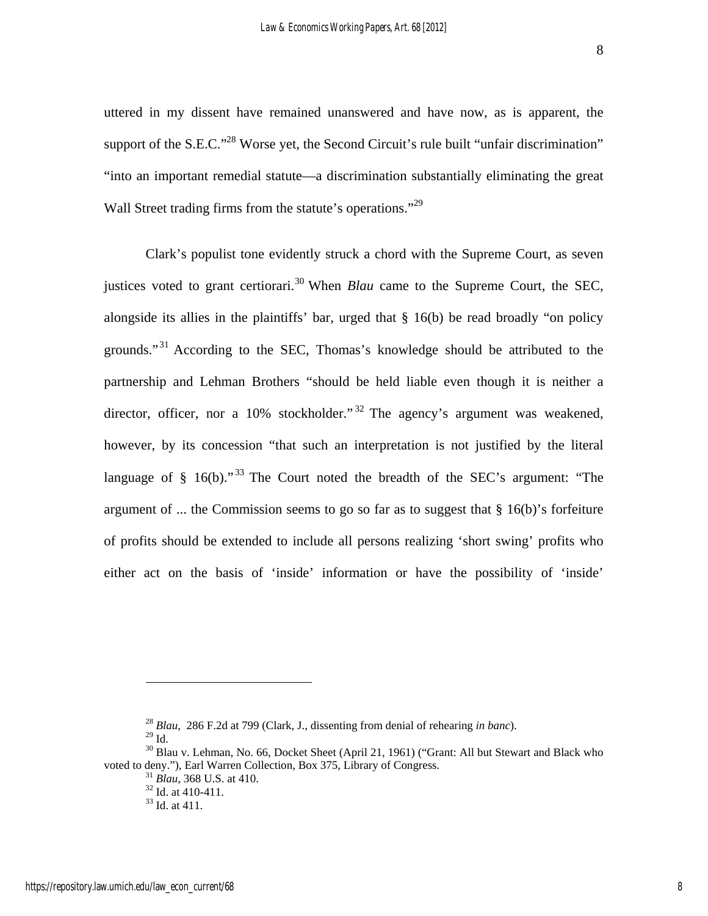uttered in my dissent have remained unanswered and have now, as is apparent, the support of the S.E.C."[28] Worse yet, the Second Circuit's rule built "unfair discrimination" "into an important remedial statute—a discrimination substantially eliminating the great Wall Street trading firms from the statute's operations."[29]

Clark's populist tone evidently struck a chord with the Supreme Court, as seven justices voted to grant certiorari.[30] When *Blau* came to the Supreme Court, the SEC, alongside its allies in the plaintiffs' bar, urged that § 16(b) be read broadly "on policy grounds."[31] According to the SEC, Thomas's knowledge should be attributed to the partnership and Lehman Brothers "should be held liable even though it is neither a director, officer, nor a 10% stockholder."[32] The agency's argument was weakened, however, by its concession "that such an interpretation is not justified by the literal language of § 16(b)."[33] The Court noted the breadth of the SEC's argument: "The argument of ... the Commission seems to go so far as to suggest that § 16(b)'s forfeiture of profits should be extended to include all persons realizing 'short swing' profits who either act on the basis of 'inside' information or have the possibility of 'inside'

---

[28] *Blau*, 286 F.2d at 799 (Clark, J., dissenting from denial of rehearing *in banc*).

[29] Id.

[30] Blau v. Lehman, No. 66, Docket Sheet (April 21, 1961) ("Grant: All but Stewart and Black who voted to deny."), Earl Warren Collection, Box 375, Library of Congress.

[31] *Blau*, 368 U.S. at 410.

[32] Id. at 410-411.

[33] Id. at 411.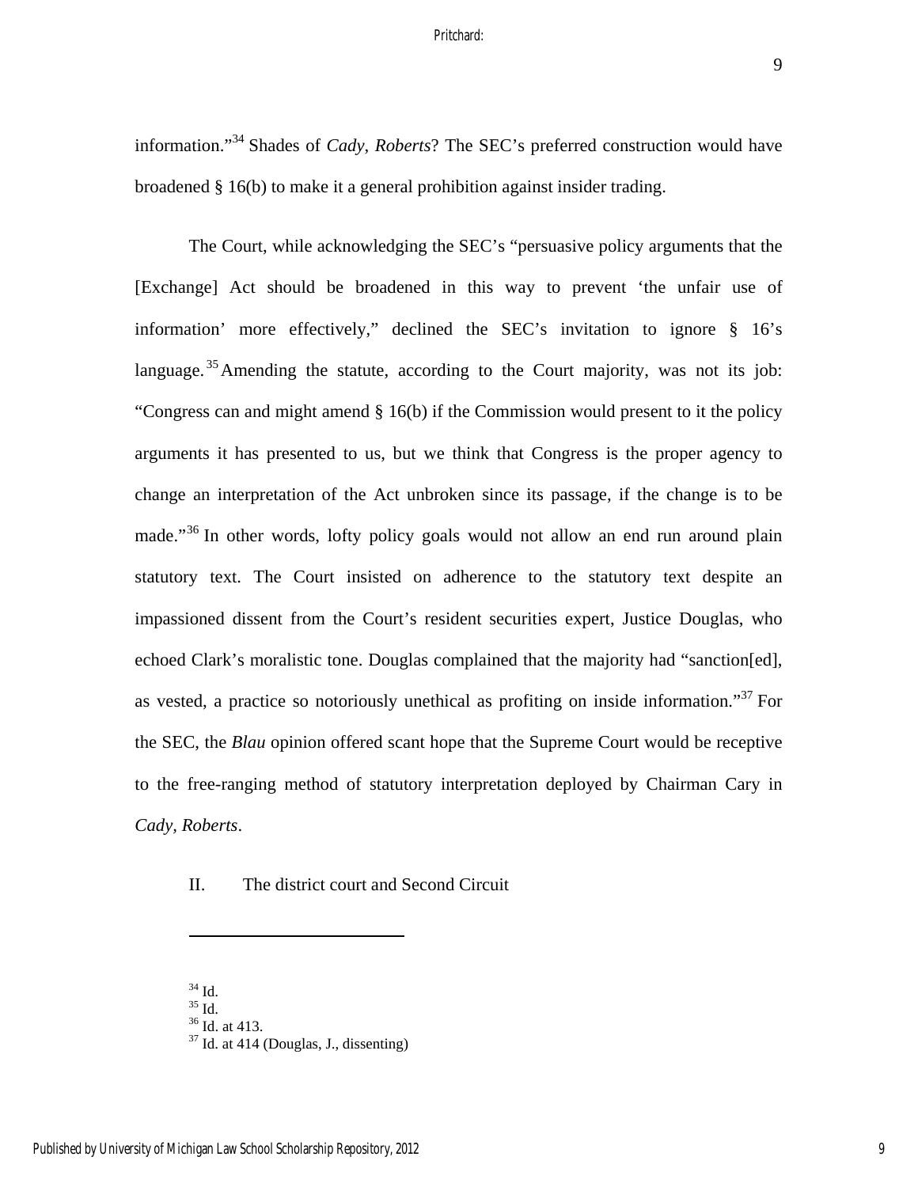information."[34] Shades of *Cady, Roberts*? The SEC's preferred construction would have broadened § 16(b) to make it a general prohibition against insider trading.

The Court, while acknowledging the SEC's "persuasive policy arguments that the [Exchange] Act should be broadened in this way to prevent 'the unfair use of information' more effectively," declined the SEC's invitation to ignore § 16's language.[35] Amending the statute, according to the Court majority, was not its job: "Congress can and might amend § 16(b) if the Commission would present to it the policy arguments it has presented to us, but we think that Congress is the proper agency to change an interpretation of the Act unbroken since its passage, if the change is to be made."[36] In other words, lofty policy goals would not allow an end run around plain statutory text. The Court insisted on adherence to the statutory text despite an impassioned dissent from the Court's resident securities expert, Justice Douglas, who echoed Clark's moralistic tone. Douglas complained that the majority had "sanction[ed], as vested, a practice so notoriously unethical as profiting on inside information."[37] For the SEC, the *Blau* opinion offered scant hope that the Supreme Court would be receptive to the free-ranging method of statutory interpretation deployed by Chairman Cary in *Cady, Roberts*.

## II. The district court and Second Circuit

---

[34] Id.
[35] Id.
[36] Id. at 413.
[37] Id. at 414 (Douglas, J., dissenting)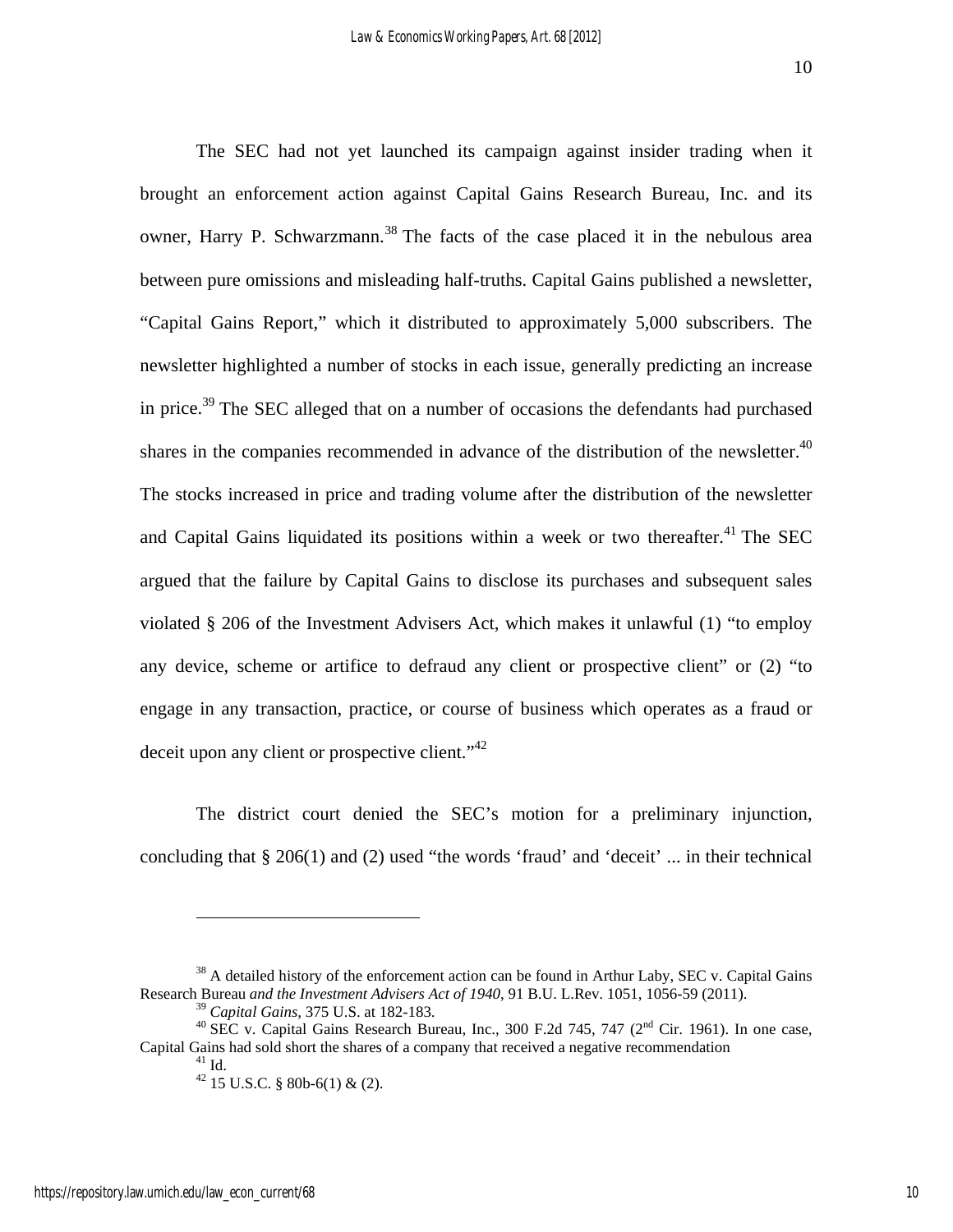The SEC had not yet launched its campaign against insider trading when it brought an enforcement action against Capital Gains Research Bureau, Inc. and its owner, Harry P. Schwarzmann.[38] The facts of the case placed it in the nebulous area between pure omissions and misleading half-truths. Capital Gains published a newsletter, "Capital Gains Report," which it distributed to approximately 5,000 subscribers. The newsletter highlighted a number of stocks in each issue, generally predicting an increase in price.[39] The SEC alleged that on a number of occasions the defendants had purchased shares in the companies recommended in advance of the distribution of the newsletter.[40] The stocks increased in price and trading volume after the distribution of the newsletter and Capital Gains liquidated its positions within a week or two thereafter.[41] The SEC argued that the failure by Capital Gains to disclose its purchases and subsequent sales violated § 206 of the Investment Advisers Act, which makes it unlawful (1) "to employ any device, scheme or artifice to defraud any client or prospective client" or (2) "to engage in any transaction, practice, or course of business which operates as a fraud or deceit upon any client or prospective client."[42]

The district court denied the SEC's motion for a preliminary injunction, concluding that § 206(1) and (2) used "the words 'fraud' and 'deceit' ... in their technical

---

[38] A detailed history of the enforcement action can be found in Arthur Laby, SEC v. Capital Gains Research Bureau *and the Investment Advisers Act of 1940*, 91 B.U. L.Rev. 1051, 1056-59 (2011).

[39] *Capital Gains*, 375 U.S. at 182-183.

[40] SEC v. Capital Gains Research Bureau, Inc., 300 F.2d 745, 747 (2nd Cir. 1961). In one case, Capital Gains had sold short the shares of a company that received a negative recommendation

[41] Id.

[42] 15 U.S.C. § 80b-6(1) & (2).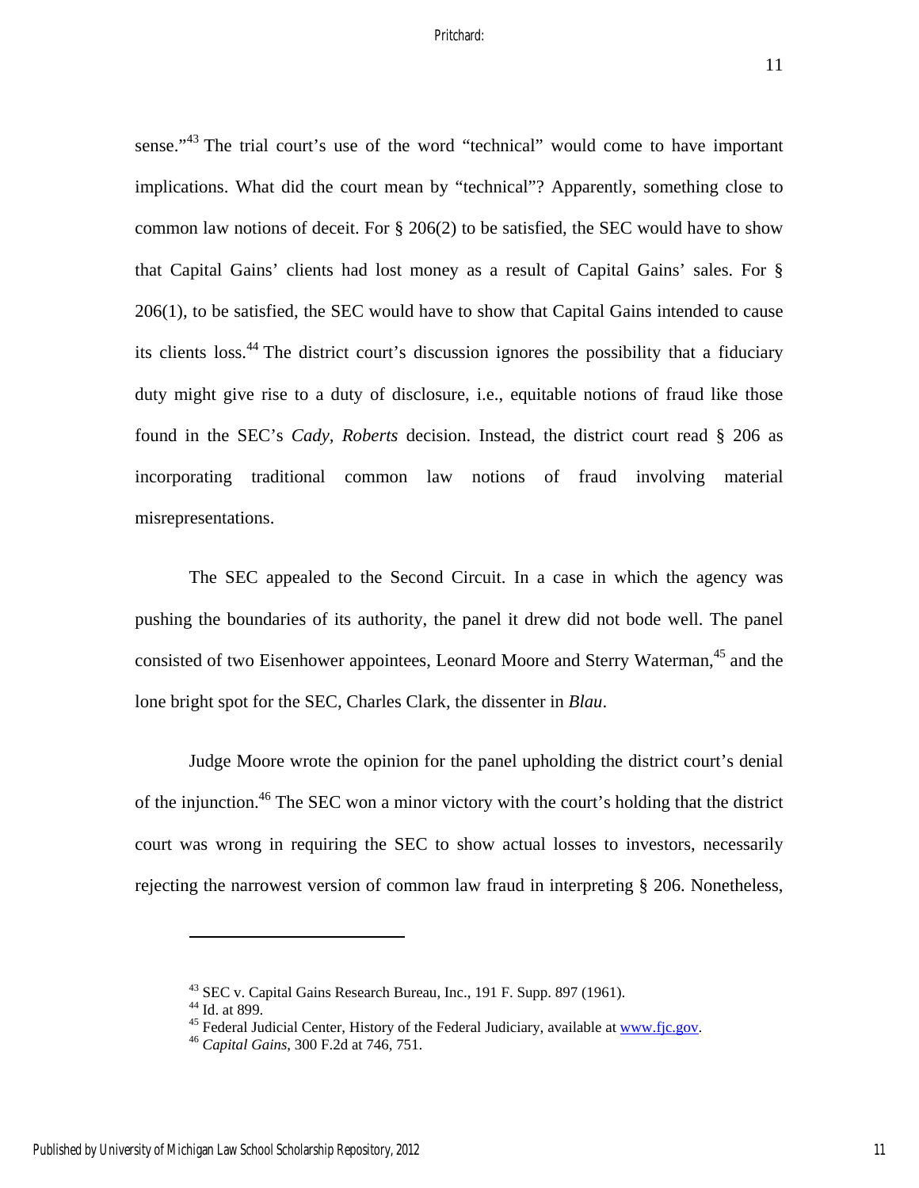sense."[43] The trial court's use of the word "technical" would come to have important implications. What did the court mean by "technical"? Apparently, something close to common law notions of deceit. For § 206(2) to be satisfied, the SEC would have to show that Capital Gains' clients had lost money as a result of Capital Gains' sales. For § 206(1), to be satisfied, the SEC would have to show that Capital Gains intended to cause its clients loss.[44] The district court's discussion ignores the possibility that a fiduciary duty might give rise to a duty of disclosure, i.e., equitable notions of fraud like those found in the SEC's *Cady, Roberts* decision. Instead, the district court read § 206 as incorporating traditional common law notions of fraud involving material misrepresentations.

The SEC appealed to the Second Circuit. In a case in which the agency was pushing the boundaries of its authority, the panel it drew did not bode well. The panel consisted of two Eisenhower appointees, Leonard Moore and Sterry Waterman,[45] and the lone bright spot for the SEC, Charles Clark, the dissenter in *Blau*.

Judge Moore wrote the opinion for the panel upholding the district court's denial of the injunction.[46] The SEC won a minor victory with the court's holding that the district court was wrong in requiring the SEC to show actual losses to investors, necessarily rejecting the narrowest version of common law fraud in interpreting § 206. Nonetheless,

---

[43] SEC v. Capital Gains Research Bureau, Inc., 191 F. Supp. 897 (1961).

[44] Id. at 899.

[45] Federal Judicial Center, History of the Federal Judiciary, available at www.fjc.gov.

[46] *Capital Gains*, 300 F.2d at 746, 751.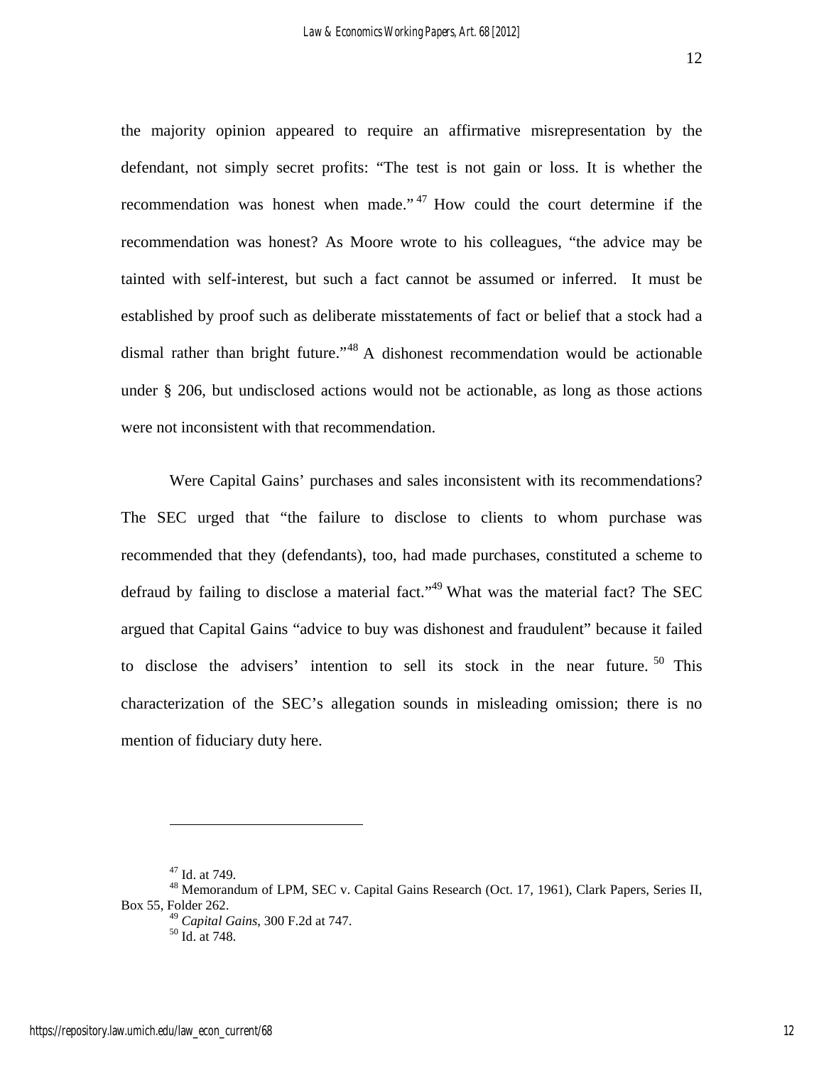the majority opinion appeared to require an affirmative misrepresentation by the defendant, not simply secret profits: "The test is not gain or loss. It is whether the recommendation was honest when made."[47] How could the court determine if the recommendation was honest? As Moore wrote to his colleagues, "the advice may be tainted with self-interest, but such a fact cannot be assumed or inferred. It must be established by proof such as deliberate misstatements of fact or belief that a stock had a dismal rather than bright future."[48] A dishonest recommendation would be actionable under § 206, but undisclosed actions would not be actionable, as long as those actions were not inconsistent with that recommendation.

Were Capital Gains' purchases and sales inconsistent with its recommendations? The SEC urged that "the failure to disclose to clients to whom purchase was recommended that they (defendants), too, had made purchases, constituted a scheme to defraud by failing to disclose a material fact."[49] What was the material fact? The SEC argued that Capital Gains "advice to buy was dishonest and fraudulent" because it failed to disclose the advisers' intention to sell its stock in the near future.[50] This characterization of the SEC's allegation sounds in misleading omission; there is no mention of fiduciary duty here.

---

[47] Id. at 749.

[48] Memorandum of LPM, SEC v. Capital Gains Research (Oct. 17, 1961), Clark Papers, Series II, Box 55, Folder 262.

[49] *Capital Gains*, 300 F.2d at 747.

[50] Id. at 748.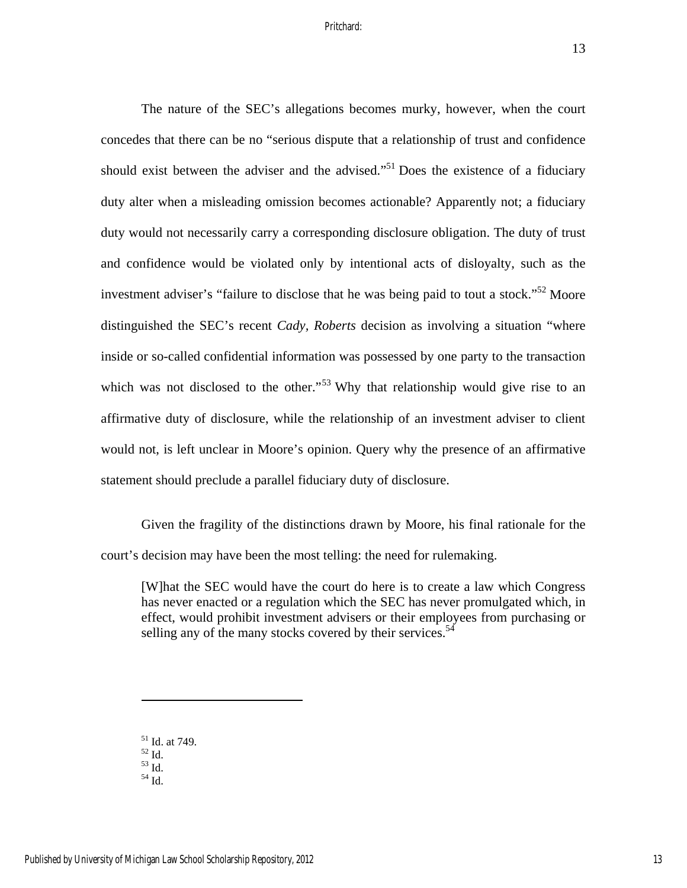The nature of the SEC's allegations becomes murky, however, when the court concedes that there can be no "serious dispute that a relationship of trust and confidence should exist between the adviser and the advised."[51] Does the existence of a fiduciary duty alter when a misleading omission becomes actionable? Apparently not; a fiduciary duty would not necessarily carry a corresponding disclosure obligation. The duty of trust and confidence would be violated only by intentional acts of disloyalty, such as the investment adviser's "failure to disclose that he was being paid to tout a stock."[52] Moore distinguished the SEC's recent *Cady, Roberts* decision as involving a situation "where inside or so-called confidential information was possessed by one party to the transaction which was not disclosed to the other."[53] Why that relationship would give rise to an affirmative duty of disclosure, while the relationship of an investment adviser to client would not, is left unclear in Moore's opinion. Query why the presence of an affirmative statement should preclude a parallel fiduciary duty of disclosure.

Given the fragility of the distinctions drawn by Moore, his final rationale for the court's decision may have been the most telling: the need for rulemaking.

> [W]hat the SEC would have the court do here is to create a law which Congress has never enacted or a regulation which the SEC has never promulgated which, in effect, would prohibit investment advisers or their employees from purchasing or selling any of the many stocks covered by their services.[54]

---

[51] Id. at 749.
[52] Id.
[53] Id.
[54] Id.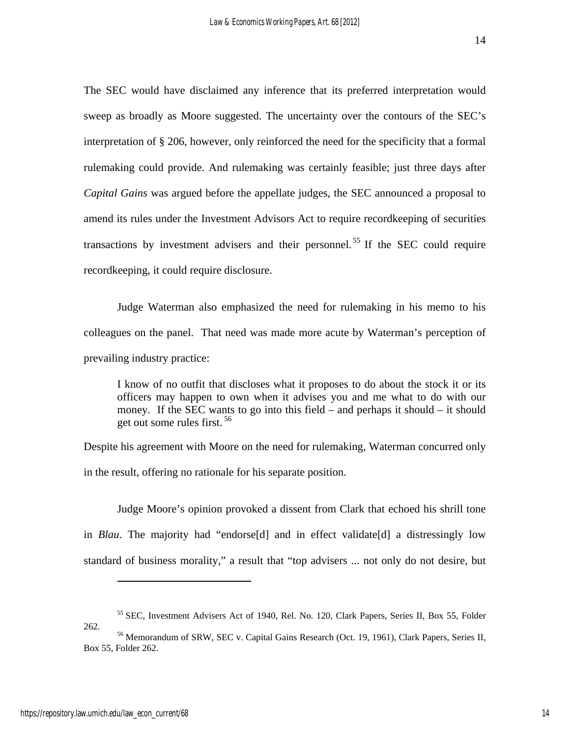The SEC would have disclaimed any inference that its preferred interpretation would sweep as broadly as Moore suggested. The uncertainty over the contours of the SEC's interpretation of § 206, however, only reinforced the need for the specificity that a formal rulemaking could provide. And rulemaking was certainly feasible; just three days after *Capital Gains* was argued before the appellate judges, the SEC announced a proposal to amend its rules under the Investment Advisors Act to require recordkeeping of securities transactions by investment advisers and their personnel.[55] If the SEC could require recordkeeping, it could require disclosure.

Judge Waterman also emphasized the need for rulemaking in his memo to his colleagues on the panel. That need was made more acute by Waterman's perception of prevailing industry practice:

> I know of no outfit that discloses what it proposes to do about the stock it or its officers may happen to own when it advises you and me what to do with our money. If the SEC wants to go into this field – and perhaps it should – it should get out some rules first.[56]

Despite his agreement with Moore on the need for rulemaking, Waterman concurred only in the result, offering no rationale for his separate position.

Judge Moore's opinion provoked a dissent from Clark that echoed his shrill tone in *Blau*. The majority had "endorse[d] and in effect validate[d] a distressingly low standard of business morality," a result that "top advisers ... not only do not desire, but

---

[55] SEC, Investment Advisers Act of 1940, Rel. No. 120, Clark Papers, Series II, Box 55, Folder 262.

[56] Memorandum of SRW, SEC v. Capital Gains Research (Oct. 19, 1961), Clark Papers, Series II, Box 55, Folder 262.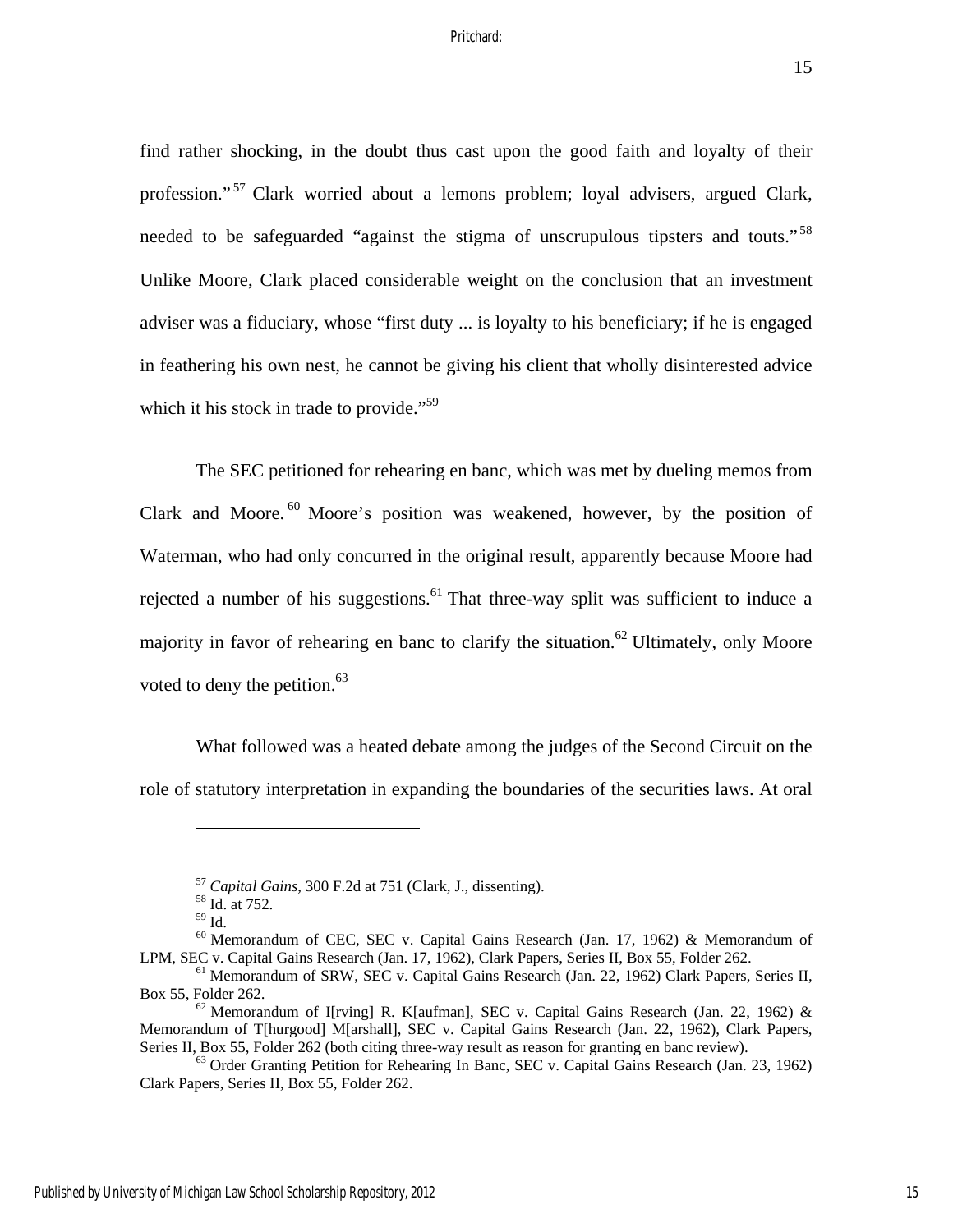find rather shocking, in the doubt thus cast upon the good faith and loyalty of their profession."[57] Clark worried about a lemons problem; loyal advisers, argued Clark, needed to be safeguarded "against the stigma of unscrupulous tipsters and touts."[58] Unlike Moore, Clark placed considerable weight on the conclusion that an investment adviser was a fiduciary, whose "first duty ... is loyalty to his beneficiary; if he is engaged in feathering his own nest, he cannot be giving his client that wholly disinterested advice which it his stock in trade to provide."[59]

The SEC petitioned for rehearing en banc, which was met by dueling memos from Clark and Moore.[60] Moore's position was weakened, however, by the position of Waterman, who had only concurred in the original result, apparently because Moore had rejected a number of his suggestions.[61] That three-way split was sufficient to induce a majority in favor of rehearing en banc to clarify the situation.[62] Ultimately, only Moore voted to deny the petition.[63]

What followed was a heated debate among the judges of the Second Circuit on the role of statutory interpretation in expanding the boundaries of the securities laws. At oral

---

[57] *Capital Gains*, 300 F.2d at 751 (Clark, J., dissenting).

[58] Id. at 752.

[59] Id.

[60] Memorandum of CEC, SEC v. Capital Gains Research (Jan. 17, 1962) & Memorandum of LPM, SEC v. Capital Gains Research (Jan. 17, 1962), Clark Papers, Series II, Box 55, Folder 262.

[61] Memorandum of SRW, SEC v. Capital Gains Research (Jan. 22, 1962) Clark Papers, Series II, Box 55, Folder 262.

[62] Memorandum of I[rving] R. K[aufman], SEC v. Capital Gains Research (Jan. 22, 1962) & Memorandum of T[hurgood] M[arshall], SEC v. Capital Gains Research (Jan. 22, 1962), Clark Papers, Series II, Box 55, Folder 262 (both citing three-way result as reason for granting en banc review).

[63] Order Granting Petition for Rehearing In Banc, SEC v. Capital Gains Research (Jan. 23, 1962) Clark Papers, Series II, Box 55, Folder 262.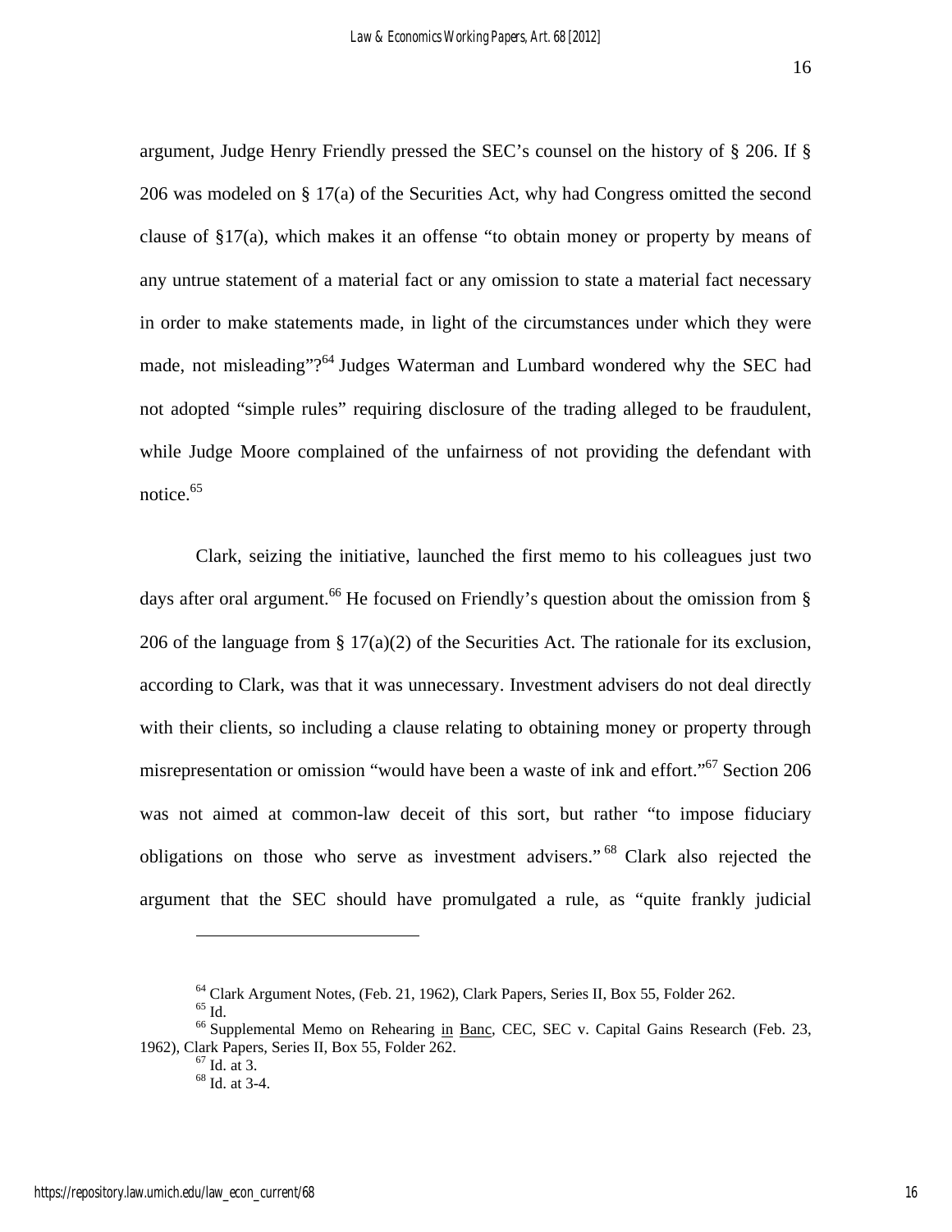argument, Judge Henry Friendly pressed the SEC's counsel on the history of § 206. If § 206 was modeled on § 17(a) of the Securities Act, why had Congress omitted the second clause of §17(a), which makes it an offense "to obtain money or property by means of any untrue statement of a material fact or any omission to state a material fact necessary in order to make statements made, in light of the circumstances under which they were made, not misleading"?[64] Judges Waterman and Lumbard wondered why the SEC had not adopted "simple rules" requiring disclosure of the trading alleged to be fraudulent, while Judge Moore complained of the unfairness of not providing the defendant with notice.[65]

Clark, seizing the initiative, launched the first memo to his colleagues just two days after oral argument.[66] He focused on Friendly's question about the omission from § 206 of the language from § 17(a)(2) of the Securities Act. The rationale for its exclusion, according to Clark, was that it was unnecessary. Investment advisers do not deal directly with their clients, so including a clause relating to obtaining money or property through misrepresentation or omission "would have been a waste of ink and effort."[67] Section 206 was not aimed at common-law deceit of this sort, but rather "to impose fiduciary obligations on those who serve as investment advisers."[68] Clark also rejected the argument that the SEC should have promulgated a rule, as "quite frankly judicial

---

[64] Clark Argument Notes, (Feb. 21, 1962), Clark Papers, Series II, Box 55, Folder 262.

[65] Id.

[66] Supplemental Memo on Rehearing in Banc, CEC, SEC v. Capital Gains Research (Feb. 23, 1962), Clark Papers, Series II, Box 55, Folder 262.

[67] Id. at 3.

[68] Id. at 3-4.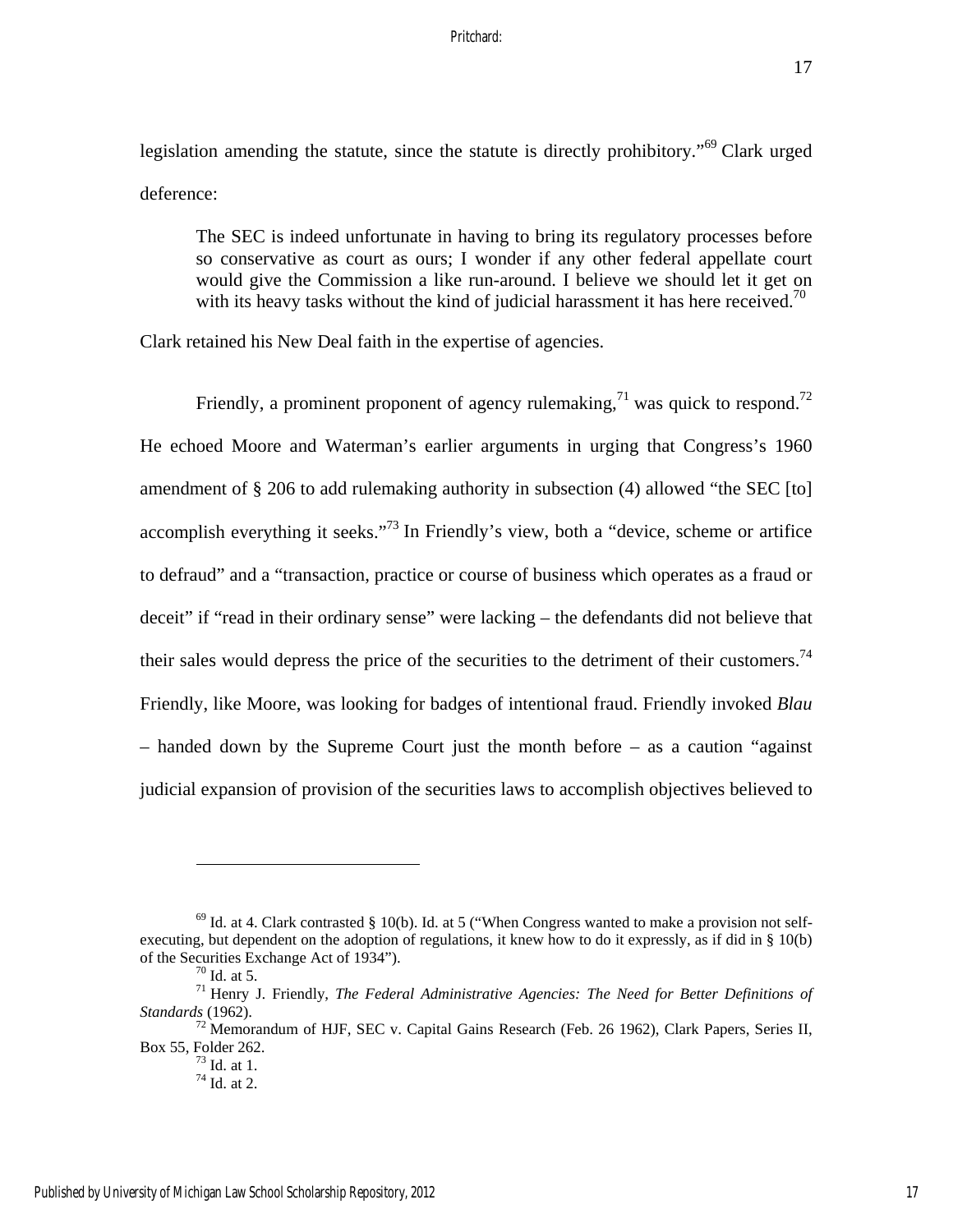legislation amending the statute, since the statute is directly prohibitory."[69] Clark urged deference:

> The SEC is indeed unfortunate in having to bring its regulatory processes before so conservative as court as ours; I wonder if any other federal appellate court would give the Commission a like run-around. I believe we should let it get on with its heavy tasks without the kind of judicial harassment it has here received.[70]

Clark retained his New Deal faith in the expertise of agencies.

Friendly, a prominent proponent of agency rulemaking,[71] was quick to respond.[72] He echoed Moore and Waterman's earlier arguments in urging that Congress's 1960 amendment of § 206 to add rulemaking authority in subsection (4) allowed "the SEC [to] accomplish everything it seeks."[73] In Friendly's view, both a "device, scheme or artifice to defraud" and a "transaction, practice or course of business which operates as a fraud or deceit" if "read in their ordinary sense" were lacking – the defendants did not believe that their sales would depress the price of the securities to the detriment of their customers.[74] Friendly, like Moore, was looking for badges of intentional fraud. Friendly invoked *Blau* – handed down by the Supreme Court just the month before – as a caution "against judicial expansion of provision of the securities laws to accomplish objectives believed to

---

[69] Id. at 4. Clark contrasted § 10(b). Id. at 5 ("When Congress wanted to make a provision not self-executing, but dependent on the adoption of regulations, it knew how to do it expressly, as if did in § 10(b) of the Securities Exchange Act of 1934").

[70] Id. at 5.

[71] Henry J. Friendly, *The Federal Administrative Agencies: The Need for Better Definitions of Standards* (1962).

[72] Memorandum of HJF, SEC v. Capital Gains Research (Feb. 26 1962), Clark Papers, Series II, Box 55, Folder 262.

[73] Id. at 1.

[74] Id. at 2.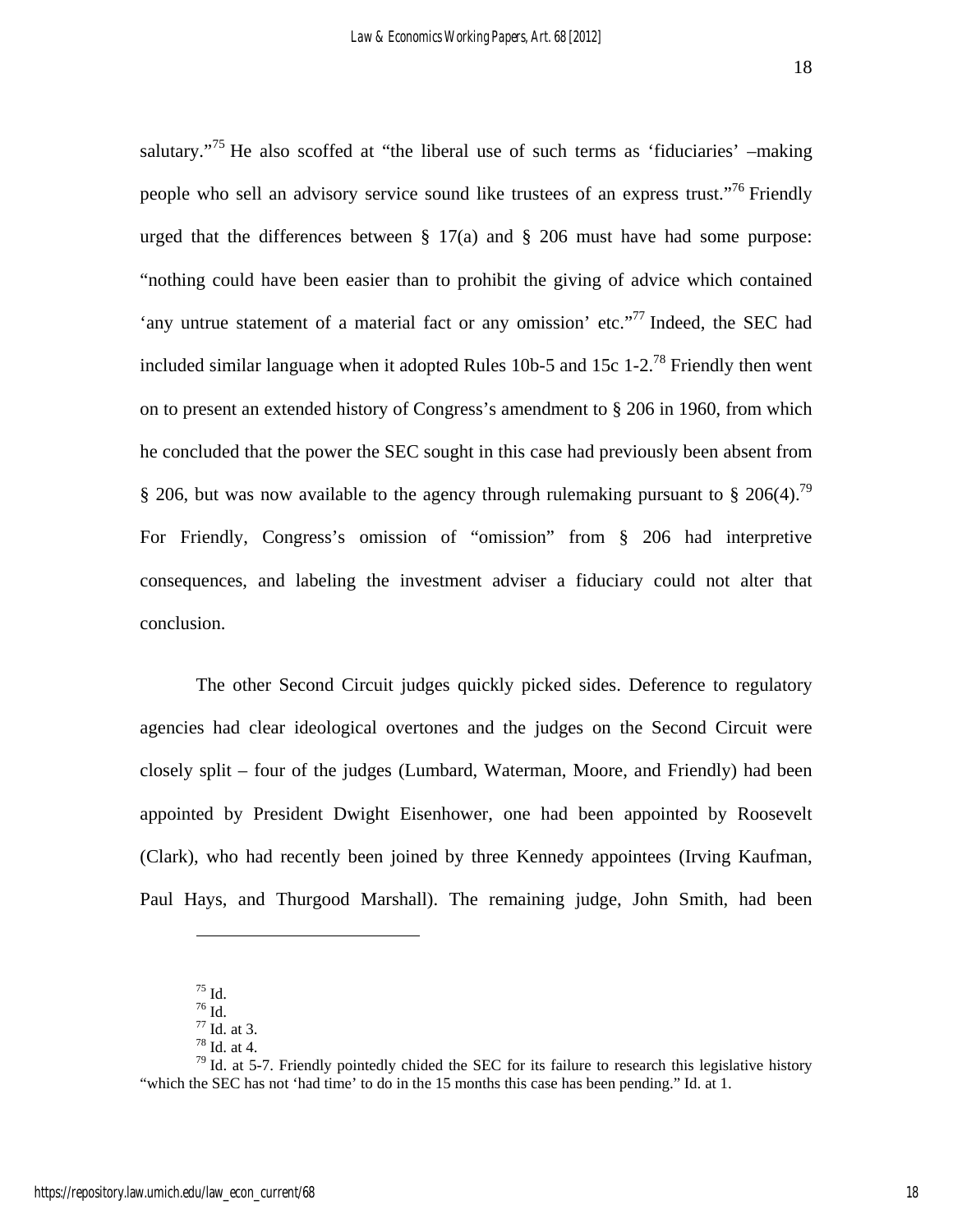salutary."[75] He also scoffed at "the liberal use of such terms as 'fiduciaries' –making people who sell an advisory service sound like trustees of an express trust."[76] Friendly urged that the differences between § 17(a) and § 206 must have had some purpose: "nothing could have been easier than to prohibit the giving of advice which contained 'any untrue statement of a material fact or any omission' etc."[77] Indeed, the SEC had included similar language when it adopted Rules 10b-5 and 15c 1-2.[78] Friendly then went on to present an extended history of Congress's amendment to § 206 in 1960, from which he concluded that the power the SEC sought in this case had previously been absent from § 206, but was now available to the agency through rulemaking pursuant to § 206(4).[79] For Friendly, Congress's omission of "omission" from § 206 had interpretive consequences, and labeling the investment adviser a fiduciary could not alter that conclusion.

The other Second Circuit judges quickly picked sides. Deference to regulatory agencies had clear ideological overtones and the judges on the Second Circuit were closely split – four of the judges (Lumbard, Waterman, Moore, and Friendly) had been appointed by President Dwight Eisenhower, one had been appointed by Roosevelt (Clark), who had recently been joined by three Kennedy appointees (Irving Kaufman, Paul Hays, and Thurgood Marshall). The remaining judge, John Smith, had been

---

[75] Id.

[76] Id.

[77] Id. at 3.

[78] Id. at 4.

[79] Id. at 5-7. Friendly pointedly chided the SEC for its failure to research this legislative history "which the SEC has not 'had time' to do in the 15 months this case has been pending." Id. at 1.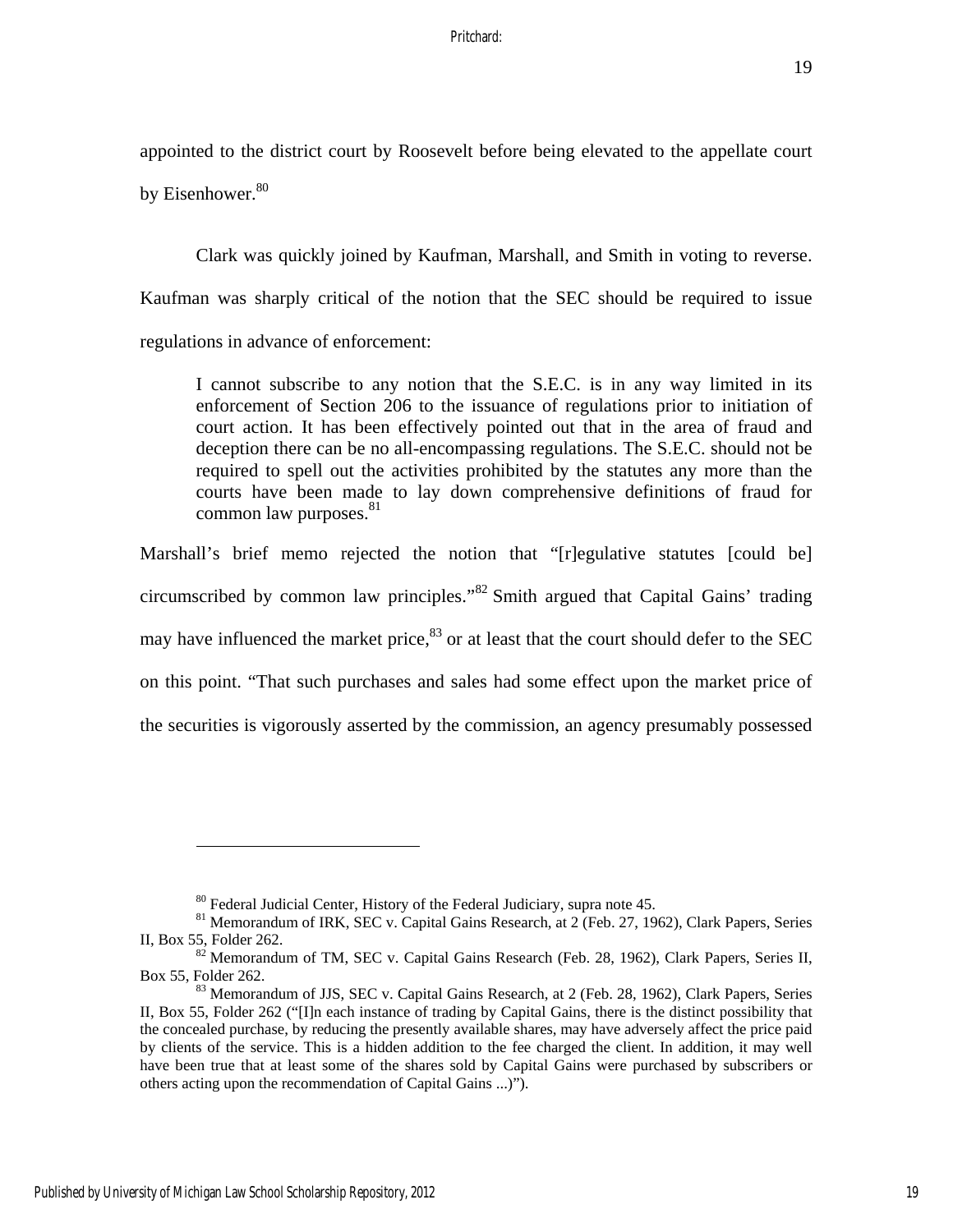appointed to the district court by Roosevelt before being elevated to the appellate court by Eisenhower.[80]

Clark was quickly joined by Kaufman, Marshall, and Smith in voting to reverse. Kaufman was sharply critical of the notion that the SEC should be required to issue regulations in advance of enforcement:

> I cannot subscribe to any notion that the S.E.C. is in any way limited in its enforcement of Section 206 to the issuance of regulations prior to initiation of court action. It has been effectively pointed out that in the area of fraud and deception there can be no all-encompassing regulations. The S.E.C. should not be required to spell out the activities prohibited by the statutes any more than the courts have been made to lay down comprehensive definitions of fraud for common law purposes.[81]

Marshall's brief memo rejected the notion that "[r]egulative statutes [could be] circumscribed by common law principles."[82] Smith argued that Capital Gains' trading may have influenced the market price,[83] or at least that the court should defer to the SEC on this point. "That such purchases and sales had some effect upon the market price of the securities is vigorously asserted by the commission, an agency presumably possessed

---

[80] Federal Judicial Center, History of the Federal Judiciary, supra note 45.

[81] Memorandum of IRK, SEC v. Capital Gains Research, at 2 (Feb. 27, 1962), Clark Papers, Series II, Box 55, Folder 262.

[82] Memorandum of TM, SEC v. Capital Gains Research (Feb. 28, 1962), Clark Papers, Series II, Box 55, Folder 262.

[83] Memorandum of JJS, SEC v. Capital Gains Research, at 2 (Feb. 28, 1962), Clark Papers, Series II, Box 55, Folder 262 ("[I]n each instance of trading by Capital Gains, there is the distinct possibility that the concealed purchase, by reducing the presently available shares, may have adversely affect the price paid by clients of the service. This is a hidden addition to the fee charged the client. In addition, it may well have been true that at least some of the shares sold by Capital Gains were purchased by subscribers or others acting upon the recommendation of Capital Gains ...)").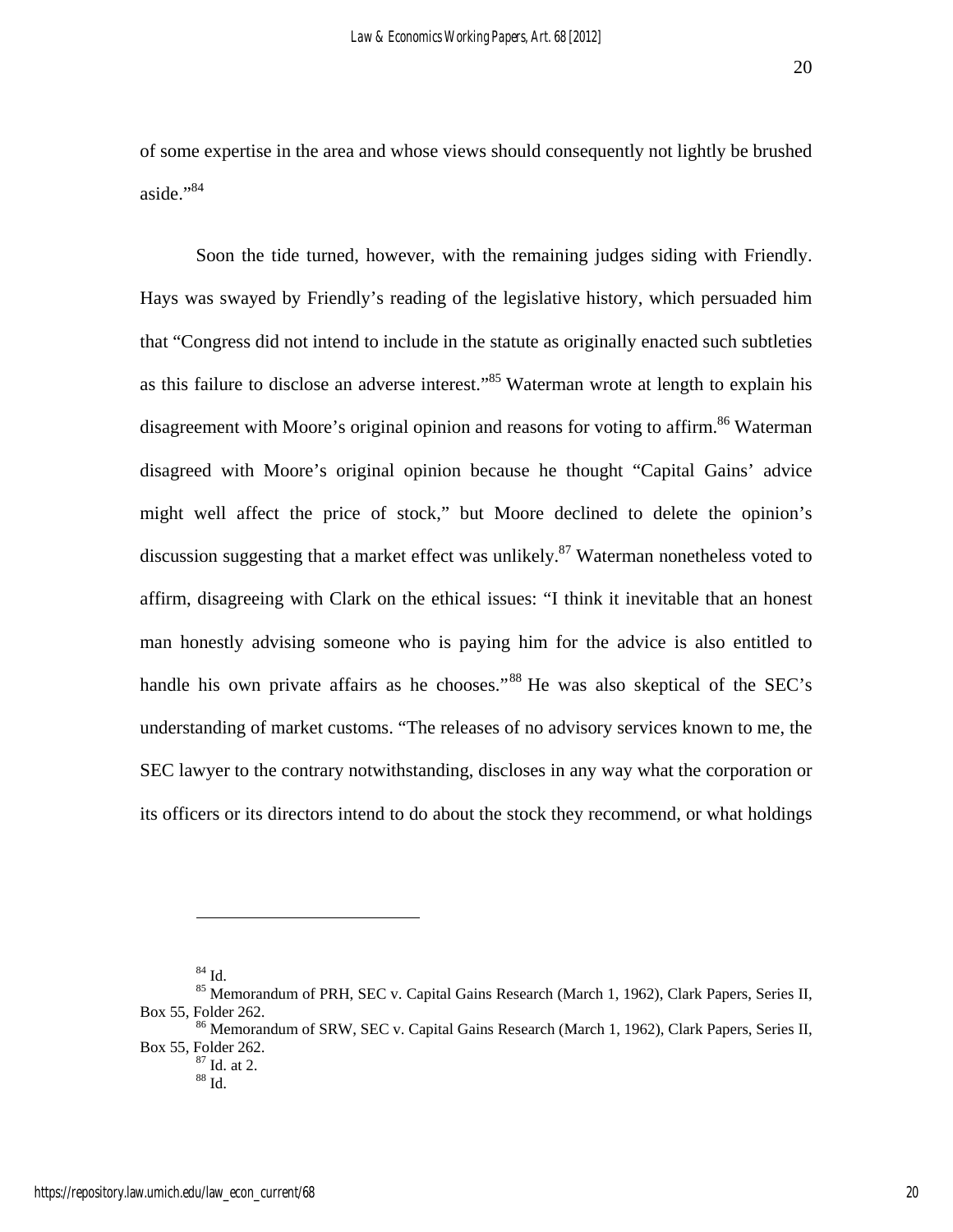of some expertise in the area and whose views should consequently not lightly be brushed aside."[84]

Soon the tide turned, however, with the remaining judges siding with Friendly. Hays was swayed by Friendly's reading of the legislative history, which persuaded him that "Congress did not intend to include in the statute as originally enacted such subtleties as this failure to disclose an adverse interest."[85] Waterman wrote at length to explain his disagreement with Moore's original opinion and reasons for voting to affirm.[86] Waterman disagreed with Moore's original opinion because he thought "Capital Gains' advice might well affect the price of stock," but Moore declined to delete the opinion's discussion suggesting that a market effect was unlikely.[87] Waterman nonetheless voted to affirm, disagreeing with Clark on the ethical issues: "I think it inevitable that an honest man honestly advising someone who is paying him for the advice is also entitled to handle his own private affairs as he chooses."[88] He was also skeptical of the SEC's understanding of market customs. "The releases of no advisory services known to me, the SEC lawyer to the contrary notwithstanding, discloses in any way what the corporation or its officers or its directors intend to do about the stock they recommend, or what holdings

---

[84] Id.

[85] Memorandum of PRH, SEC v. Capital Gains Research (March 1, 1962), Clark Papers, Series II, Box 55, Folder 262.

[86] Memorandum of SRW, SEC v. Capital Gains Research (March 1, 1962), Clark Papers, Series II, Box 55, Folder 262.

[87] Id. at 2.

[88] Id.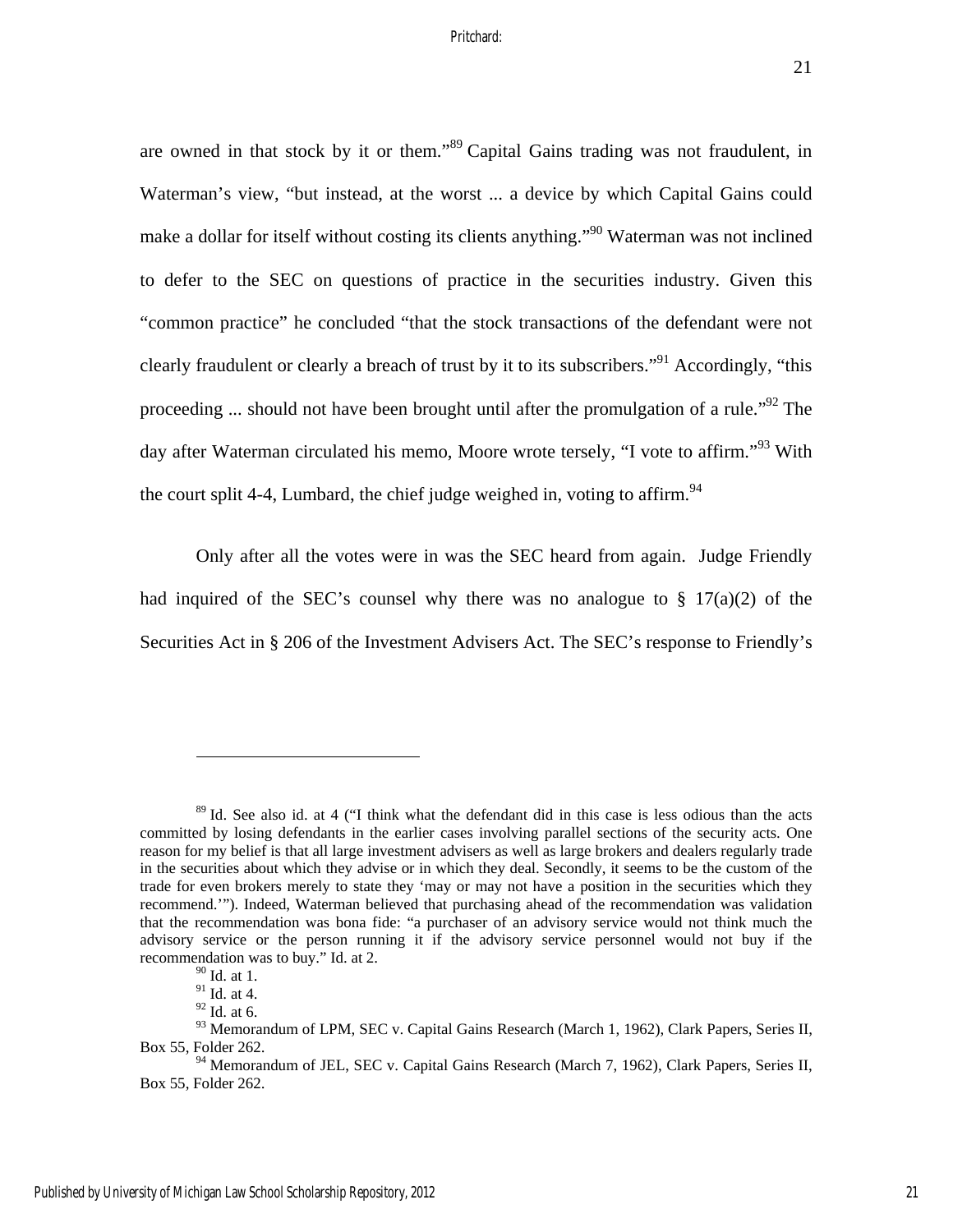are owned in that stock by it or them."[89] Capital Gains trading was not fraudulent, in Waterman's view, "but instead, at the worst ... a device by which Capital Gains could make a dollar for itself without costing its clients anything."[90] Waterman was not inclined to defer to the SEC on questions of practice in the securities industry. Given this "common practice" he concluded "that the stock transactions of the defendant were not clearly fraudulent or clearly a breach of trust by it to its subscribers."[91] Accordingly, "this proceeding ... should not have been brought until after the promulgation of a rule."[92] The day after Waterman circulated his memo, Moore wrote tersely, "I vote to affirm."[93] With the court split 4-4, Lumbard, the chief judge weighed in, voting to affirm.[94]

Only after all the votes were in was the SEC heard from again. Judge Friendly had inquired of the SEC's counsel why there was no analogue to § 17(a)(2) of the Securities Act in § 206 of the Investment Advisers Act. The SEC's response to Friendly's

---

[89] Id. See also id. at 4 ("I think what the defendant did in this case is less odious than the acts committed by losing defendants in the earlier cases involving parallel sections of the security acts. One reason for my belief is that all large investment advisers as well as large brokers and dealers regularly trade in the securities about which they advise or in which they deal. Secondly, it seems to be the custom of the trade for even brokers merely to state they 'may or may not have a position in the securities which they recommend.'"). Indeed, Waterman believed that purchasing ahead of the recommendation was validation that the recommendation was bona fide: "a purchaser of an advisory service would not think much the advisory service or the person running it if the advisory service personnel would not buy if the recommendation was to buy." Id. at 2.

[90] Id. at 1.

[91] Id. at 4.

[92] Id. at 6.

[93] Memorandum of LPM, SEC v. Capital Gains Research (March 1, 1962), Clark Papers, Series II, Box 55, Folder 262.

[94] Memorandum of JEL, SEC v. Capital Gains Research (March 7, 1962), Clark Papers, Series II, Box 55, Folder 262.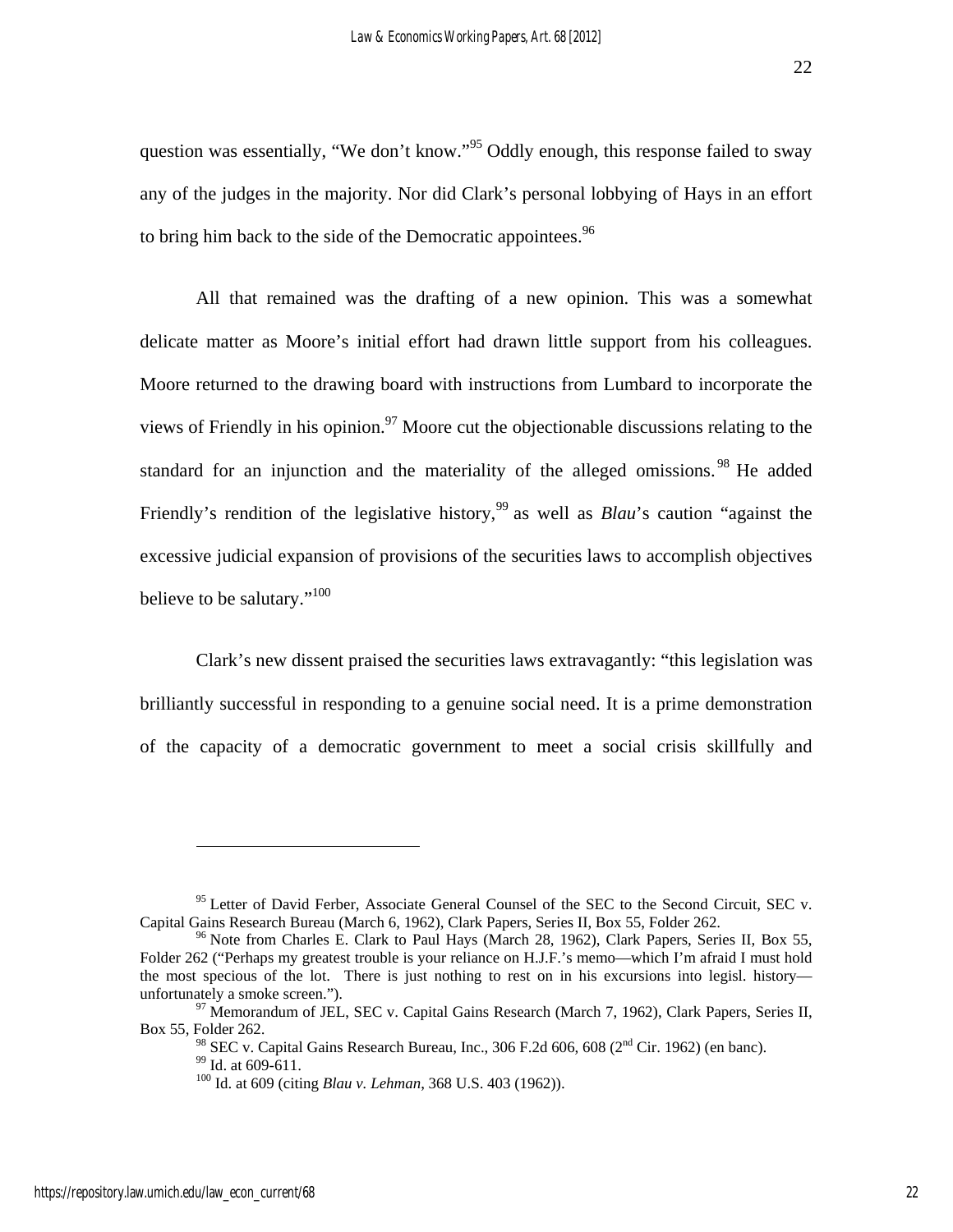question was essentially, "We don't know."[95] Oddly enough, this response failed to sway any of the judges in the majority. Nor did Clark's personal lobbying of Hays in an effort to bring him back to the side of the Democratic appointees.[96]

All that remained was the drafting of a new opinion. This was a somewhat delicate matter as Moore's initial effort had drawn little support from his colleagues. Moore returned to the drawing board with instructions from Lumbard to incorporate the views of Friendly in his opinion.[97] Moore cut the objectionable discussions relating to the standard for an injunction and the materiality of the alleged omissions.[98] He added Friendly's rendition of the legislative history,[99] as well as *Blau*'s caution "against the excessive judicial expansion of provisions of the securities laws to accomplish objectives believe to be salutary."[100]

Clark's new dissent praised the securities laws extravagantly: "this legislation was brilliantly successful in responding to a genuine social need. It is a prime demonstration of the capacity of a democratic government to meet a social crisis skillfully and

---

[95] Letter of David Ferber, Associate General Counsel of the SEC to the Second Circuit, SEC v. Capital Gains Research Bureau (March 6, 1962), Clark Papers, Series II, Box 55, Folder 262.

[96] Note from Charles E. Clark to Paul Hays (March 28, 1962), Clark Papers, Series II, Box 55, Folder 262 ("Perhaps my greatest trouble is your reliance on H.J.F.'s memo—which I'm afraid I must hold the most specious of the lot. There is just nothing to rest on in his excursions into legisl. history—unfortunately a smoke screen.").

[97] Memorandum of JEL, SEC v. Capital Gains Research (March 7, 1962), Clark Papers, Series II, Box 55, Folder 262.

[98] SEC v. Capital Gains Research Bureau, Inc., 306 F.2d 606, 608 (2nd Cir. 1962) (en banc).

[99] Id. at 609-611.

[100] Id. at 609 (citing *Blau v. Lehman*, 368 U.S. 403 (1962)).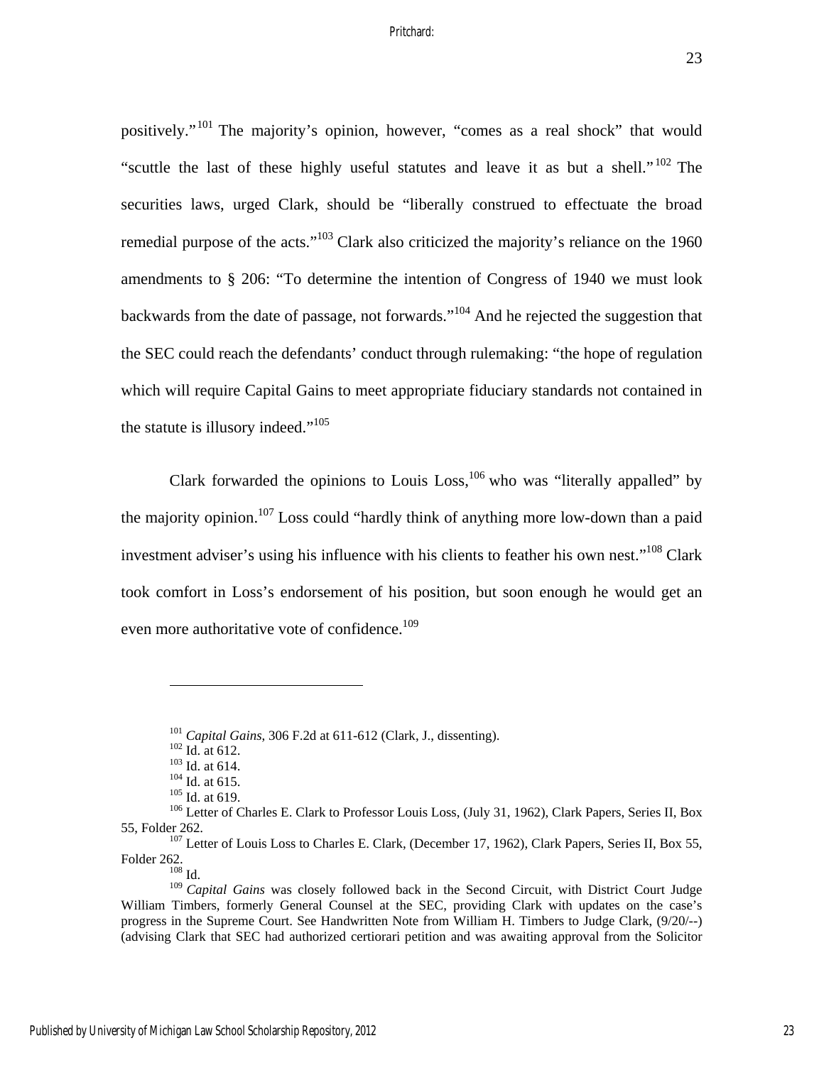positively."[101] The majority's opinion, however, "comes as a real shock" that would "scuttle the last of these highly useful statutes and leave it as but a shell."[102] The securities laws, urged Clark, should be "liberally construed to effectuate the broad remedial purpose of the acts."[103] Clark also criticized the majority's reliance on the 1960 amendments to § 206: "To determine the intention of Congress of 1940 we must look backwards from the date of passage, not forwards."[104] And he rejected the suggestion that the SEC could reach the defendants' conduct through rulemaking: "the hope of regulation which will require Capital Gains to meet appropriate fiduciary standards not contained in the statute is illusory indeed."[105]

Clark forwarded the opinions to Louis Loss,[106] who was "literally appalled" by the majority opinion.[107] Loss could "hardly think of anything more low-down than a paid investment adviser's using his influence with his clients to feather his own nest."[108] Clark took comfort in Loss's endorsement of his position, but soon enough he would get an even more authoritative vote of confidence.[109]

---

[101] *Capital Gains*, 306 F.2d at 611-612 (Clark, J., dissenting).

[102] Id. at 612.

[103] Id. at 614.

[104] Id. at 615.

[105] Id. at 619.

[106] Letter of Charles E. Clark to Professor Louis Loss, (July 31, 1962), Clark Papers, Series II, Box 55, Folder 262.

[107] Letter of Louis Loss to Charles E. Clark, (December 17, 1962), Clark Papers, Series II, Box 55, Folder 262.

[108] Id.

[109] *Capital Gains* was closely followed back in the Second Circuit, with District Court Judge William Timbers, formerly General Counsel at the SEC, providing Clark with updates on the case's progress in the Supreme Court. See Handwritten Note from William H. Timbers to Judge Clark, (9/20/--) (advising Clark that SEC had authorized certiorari petition and was awaiting approval from the Solicitor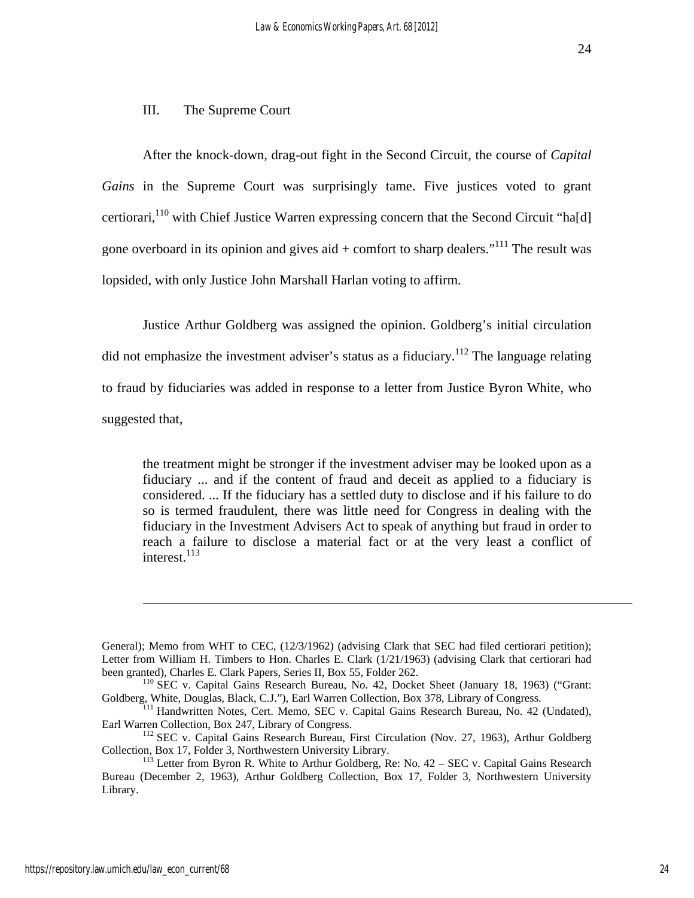## III. The Supreme Court

After the knock-down, drag-out fight in the Second Circuit, the course of *Capital Gains* in the Supreme Court was surprisingly tame. Five justices voted to grant certiorari,[110] with Chief Justice Warren expressing concern that the Second Circuit "ha[d] gone overboard in its opinion and gives aid + comfort to sharp dealers."[111] The result was lopsided, with only Justice John Marshall Harlan voting to affirm.

Justice Arthur Goldberg was assigned the opinion. Goldberg's initial circulation did not emphasize the investment adviser's status as a fiduciary.[112] The language relating to fraud by fiduciaries was added in response to a letter from Justice Byron White, who suggested that,

> the treatment might be stronger if the investment adviser may be looked upon as a fiduciary ... and if the content of fraud and deceit as applied to a fiduciary is considered. ... If the fiduciary has a settled duty to disclose and if his failure to do so is termed fraudulent, there was little need for Congress in dealing with the fiduciary in the Investment Advisers Act to speak of anything but fraud in order to reach a failure to disclose a material fact or at the very least a conflict of interest.[113]

---

General); Memo from WHT to CEC, (12/3/1962) (advising Clark that SEC had filed certiorari petition); Letter from William H. Timbers to Hon. Charles E. Clark (1/21/1963) (advising Clark that certiorari had been granted), Charles E. Clark Papers, Series II, Box 55, Folder 262.

[110] SEC v. Capital Gains Research Bureau, No. 42, Docket Sheet (January 18, 1963) ("Grant: Goldberg, White, Douglas, Black, C.J."), Earl Warren Collection, Box 378, Library of Congress.

[111] Handwritten Notes, Cert. Memo, SEC v. Capital Gains Research Bureau, No. 42 (Undated), Earl Warren Collection, Box 247, Library of Congress.

[112] SEC v. Capital Gains Research Bureau, First Circulation (Nov. 27, 1963), Arthur Goldberg Collection, Box 17, Folder 3, Northwestern University Library.

[113] Letter from Byron R. White to Arthur Goldberg, Re: No. 42 – SEC v. Capital Gains Research Bureau (December 2, 1963), Arthur Goldberg Collection, Box 17, Folder 3, Northwestern University Library.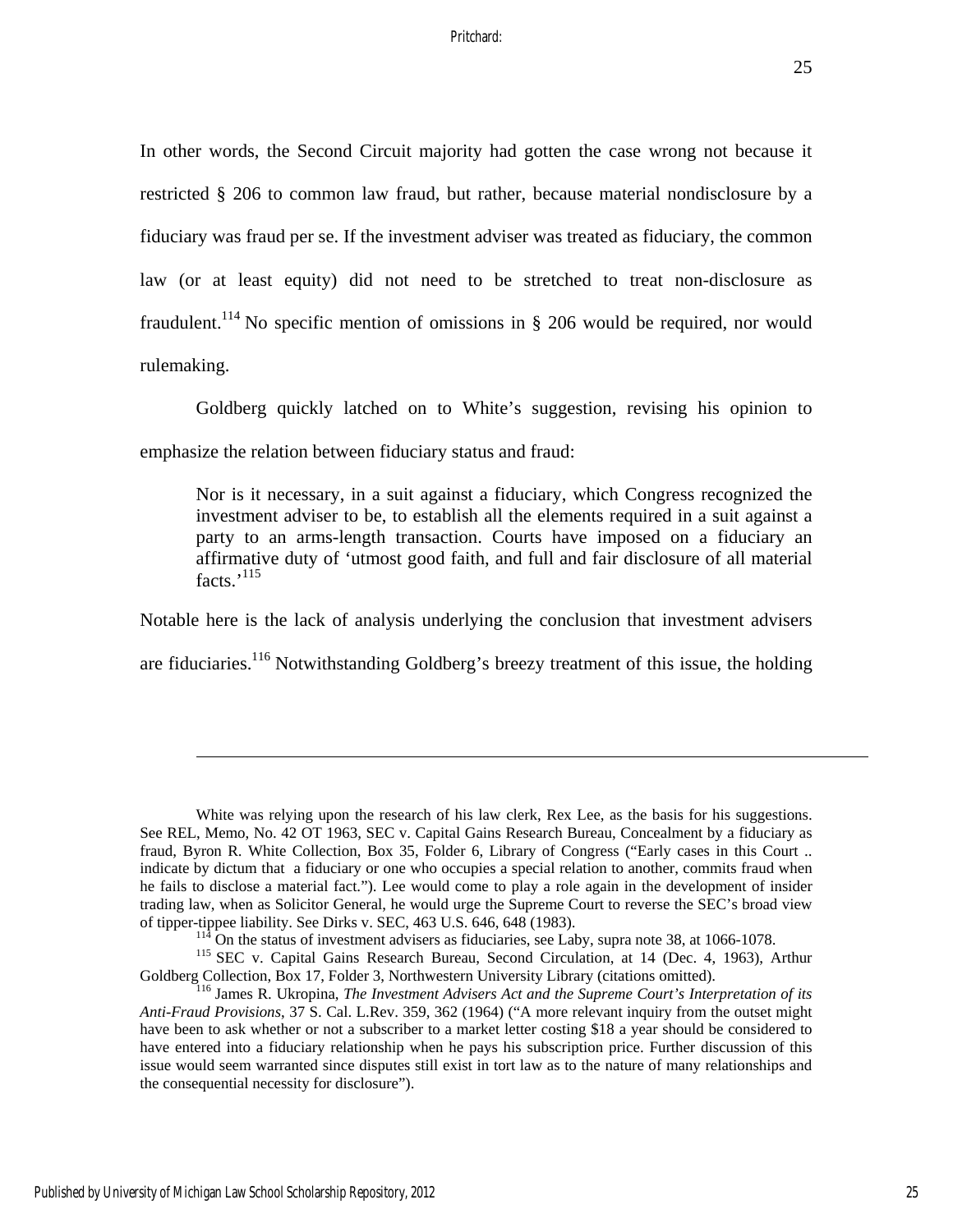In other words, the Second Circuit majority had gotten the case wrong not because it restricted § 206 to common law fraud, but rather, because material nondisclosure by a fiduciary was fraud per se. If the investment adviser was treated as fiduciary, the common law (or at least equity) did not need to be stretched to treat non-disclosure as fraudulent.[114] No specific mention of omissions in § 206 would be required, nor would rulemaking.

Goldberg quickly latched on to White's suggestion, revising his opinion to emphasize the relation between fiduciary status and fraud:

> Nor is it necessary, in a suit against a fiduciary, which Congress recognized the investment adviser to be, to establish all the elements required in a suit against a party to an arms-length transaction. Courts have imposed on a fiduciary an affirmative duty of 'utmost good faith, and full and fair disclosure of all material facts.'[115]

Notable here is the lack of analysis underlying the conclusion that investment advisers are fiduciaries.[116] Notwithstanding Goldberg's breezy treatment of this issue, the holding

---

White was relying upon the research of his law clerk, Rex Lee, as the basis for his suggestions. See REL, Memo, No. 42 OT 1963, SEC v. Capital Gains Research Bureau, Concealment by a fiduciary as fraud, Byron R. White Collection, Box 35, Folder 6, Library of Congress ("Early cases in this Court .. indicate by dictum that a fiduciary or one who occupies a special relation to another, commits fraud when he fails to disclose a material fact."). Lee would come to play a role again in the development of insider trading law, when as Solicitor General, he would urge the Supreme Court to reverse the SEC's broad view of tipper-tippee liability. See Dirks v. SEC, 463 U.S. 646, 648 (1983).

[114] On the status of investment advisers as fiduciaries, see Laby, supra note 38, at 1066-1078.

[115] SEC v. Capital Gains Research Bureau, Second Circulation, at 14 (Dec. 4, 1963), Arthur Goldberg Collection, Box 17, Folder 3, Northwestern University Library (citations omitted).

[116] James R. Ukropina, *The Investment Advisers Act and the Supreme Court's Interpretation of its Anti-Fraud Provisions*, 37 S. Cal. L.Rev. 359, 362 (1964) ("A more relevant inquiry from the outset might have been to ask whether or not a subscriber to a market letter costing $18 a year should be considered to have entered into a fiduciary relationship when he pays his subscription price. Further discussion of this issue would seem warranted since disputes still exist in tort law as to the nature of many relationships and the consequential necessity for disclosure").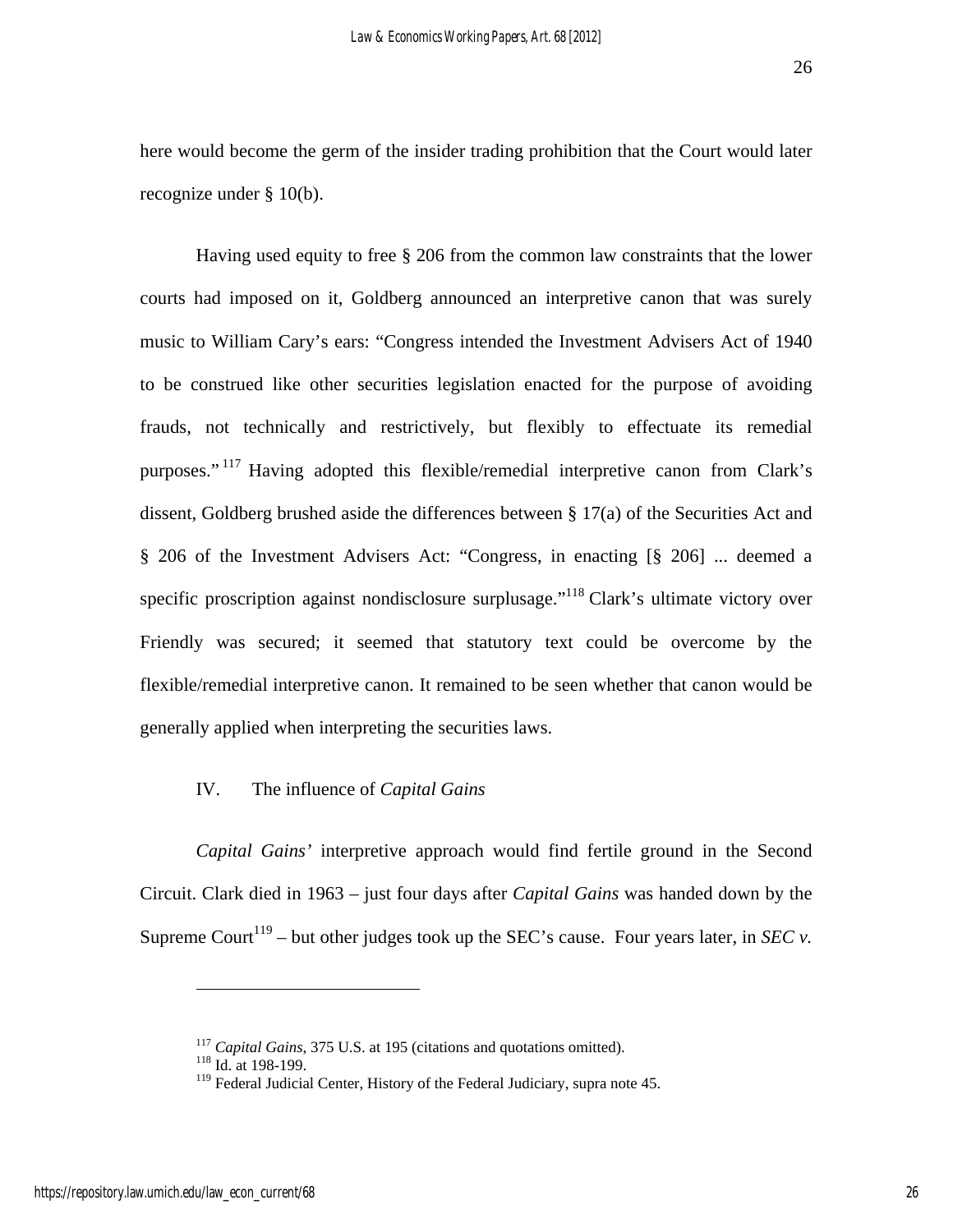here would become the germ of the insider trading prohibition that the Court would later recognize under § 10(b).

Having used equity to free § 206 from the common law constraints that the lower courts had imposed on it, Goldberg announced an interpretive canon that was surely music to William Cary's ears: "Congress intended the Investment Advisers Act of 1940 to be construed like other securities legislation enacted for the purpose of avoiding frauds, not technically and restrictively, but flexibly to effectuate its remedial purposes."[117] Having adopted this flexible/remedial interpretive canon from Clark's dissent, Goldberg brushed aside the differences between § 17(a) of the Securities Act and § 206 of the Investment Advisers Act: "Congress, in enacting [§ 206] ... deemed a specific proscription against nondisclosure surplusage."[118] Clark's ultimate victory over Friendly was secured; it seemed that statutory text could be overcome by the flexible/remedial interpretive canon. It remained to be seen whether that canon would be generally applied when interpreting the securities laws.

## IV. The influence of *Capital Gains*

*Capital Gains'* interpretive approach would find fertile ground in the Second Circuit. Clark died in 1963 – just four days after *Capital Gains* was handed down by the Supreme Court[119] – but other judges took up the SEC's cause. Four years later, in *SEC v.*

---

[117] *Capital Gains*, 375 U.S. at 195 (citations and quotations omitted).

[118] Id. at 198-199.

[119] Federal Judicial Center, History of the Federal Judiciary, supra note 45.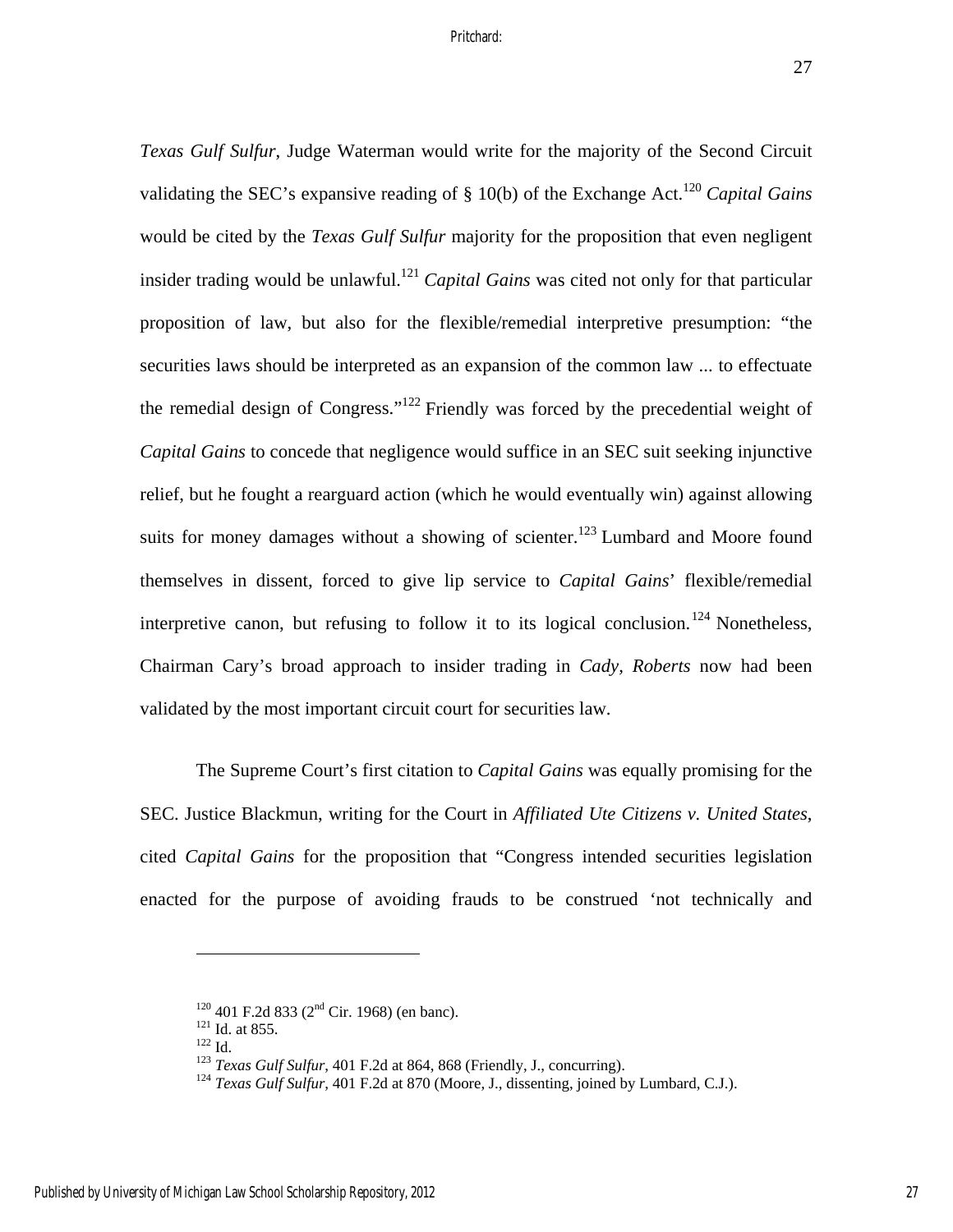*Texas Gulf Sulfur*, Judge Waterman would write for the majority of the Second Circuit validating the SEC's expansive reading of § 10(b) of the Exchange Act.[120] *Capital Gains* would be cited by the *Texas Gulf Sulfur* majority for the proposition that even negligent insider trading would be unlawful.[121] *Capital Gains* was cited not only for that particular proposition of law, but also for the flexible/remedial interpretive presumption: "the securities laws should be interpreted as an expansion of the common law ... to effectuate the remedial design of Congress."[122] Friendly was forced by the precedential weight of *Capital Gains* to concede that negligence would suffice in an SEC suit seeking injunctive relief, but he fought a rearguard action (which he would eventually win) against allowing suits for money damages without a showing of scienter.[123] Lumbard and Moore found themselves in dissent, forced to give lip service to *Capital Gains*' flexible/remedial interpretive canon, but refusing to follow it to its logical conclusion.[124] Nonetheless, Chairman Cary's broad approach to insider trading in *Cady, Roberts* now had been validated by the most important circuit court for securities law.

The Supreme Court's first citation to *Capital Gains* was equally promising for the SEC. Justice Blackmun, writing for the Court in *Affiliated Ute Citizens v. United States*, cited *Capital Gains* for the proposition that "Congress intended securities legislation enacted for the purpose of avoiding frauds to be construed 'not technically and

---

[120] 401 F.2d 833 (2nd Cir. 1968) (en banc).
[121] Id. at 855.
[122] Id.
[123] *Texas Gulf Sulfur*, 401 F.2d at 864, 868 (Friendly, J., concurring).
[124] *Texas Gulf Sulfur*, 401 F.2d at 870 (Moore, J., dissenting, joined by Lumbard, C.J.).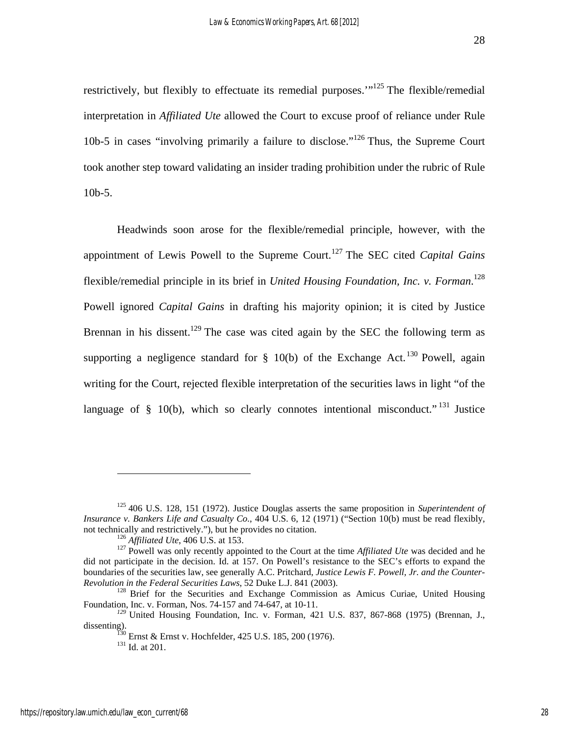restrictively, but flexibly to effectuate its remedial purposes.'"[125] The flexible/remedial interpretation in *Affiliated Ute* allowed the Court to excuse proof of reliance under Rule 10b-5 in cases "involving primarily a failure to disclose."[126] Thus, the Supreme Court took another step toward validating an insider trading prohibition under the rubric of Rule 10b-5.

Headwinds soon arose for the flexible/remedial principle, however, with the appointment of Lewis Powell to the Supreme Court.[127] The SEC cited *Capital Gains* flexible/remedial principle in its brief in *United Housing Foundation, Inc. v. Forman*.[128] Powell ignored *Capital Gains* in drafting his majority opinion; it is cited by Justice Brennan in his dissent.[129] The case was cited again by the SEC the following term as supporting a negligence standard for § 10(b) of the Exchange Act.[130] Powell, again writing for the Court, rejected flexible interpretation of the securities laws in light "of the language of § 10(b), which so clearly connotes intentional misconduct."[131] Justice

---

[125] 406 U.S. 128, 151 (1972). Justice Douglas asserts the same proposition in *Superintendent of Insurance v. Bankers Life and Casualty Co.*, 404 U.S. 6, 12 (1971) ("Section 10(b) must be read flexibly, not technically and restrictively."), but he provides no citation.

[126] *Affiliated Ute*, 406 U.S. at 153.

[127] Powell was only recently appointed to the Court at the time *Affiliated Ute* was decided and he did not participate in the decision. Id. at 157. On Powell's resistance to the SEC's efforts to expand the boundaries of the securities law, see generally A.C. Pritchard, *Justice Lewis F. Powell, Jr. and the Counter-Revolution in the Federal Securities Laws*, 52 Duke L.J. 841 (2003).

[128] Brief for the Securities and Exchange Commission as Amicus Curiae, United Housing Foundation, Inc. v. Forman, Nos. 74-157 and 74-647, at 10-11.

[129] United Housing Foundation, Inc. v. Forman, 421 U.S. 837, 867-868 (1975) (Brennan, J., dissenting).

[130] Ernst & Ernst v. Hochfelder, 425 U.S. 185, 200 (1976).

[131] Id. at 201.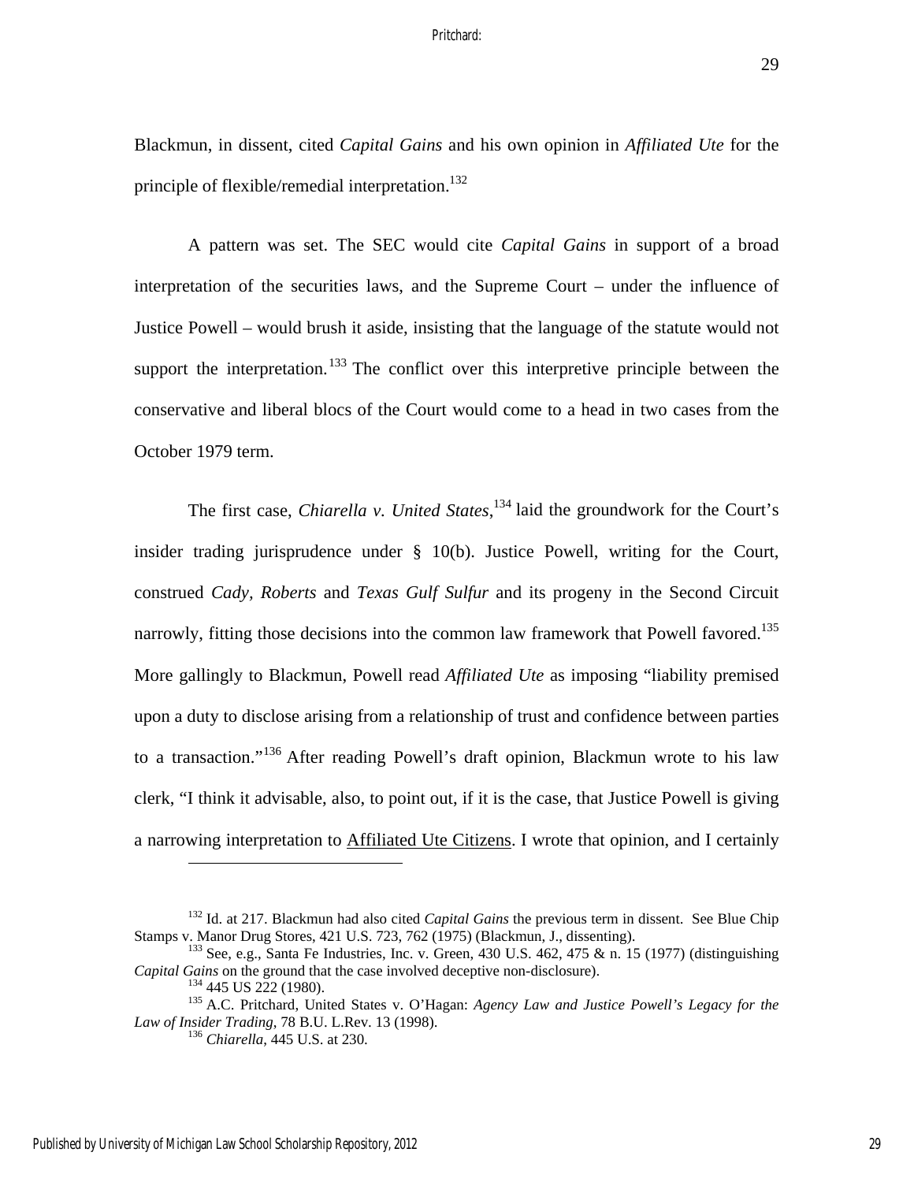Blackmun, in dissent, cited *Capital Gains* and his own opinion in *Affiliated Ute* for the principle of flexible/remedial interpretation.[132]

A pattern was set. The SEC would cite *Capital Gains* in support of a broad interpretation of the securities laws, and the Supreme Court – under the influence of Justice Powell – would brush it aside, insisting that the language of the statute would not support the interpretation.[133] The conflict over this interpretive principle between the conservative and liberal blocs of the Court would come to a head in two cases from the October 1979 term.

The first case, *Chiarella v. United States*,[134] laid the groundwork for the Court's insider trading jurisprudence under § 10(b). Justice Powell, writing for the Court, construed *Cady, Roberts* and *Texas Gulf Sulfur* and its progeny in the Second Circuit narrowly, fitting those decisions into the common law framework that Powell favored.[135] More gallingly to Blackmun, Powell read *Affiliated Ute* as imposing "liability premised upon a duty to disclose arising from a relationship of trust and confidence between parties to a transaction."[136] After reading Powell's draft opinion, Blackmun wrote to his law clerk, "I think it advisable, also, to point out, if it is the case, that Justice Powell is giving a narrowing interpretation to <u>Affiliated Ute Citizens</u>. I wrote that opinion, and I certainly

---

[132] Id. at 217. Blackmun had also cited *Capital Gains* the previous term in dissent. See Blue Chip Stamps v. Manor Drug Stores, 421 U.S. 723, 762 (1975) (Blackmun, J., dissenting).

[133] See, e.g., Santa Fe Industries, Inc. v. Green, 430 U.S. 462, 475 & n. 15 (1977) (distinguishing *Capital Gains* on the ground that the case involved deceptive non-disclosure).

[134] 445 US 222 (1980).

[135] A.C. Pritchard, United States v. O'Hagan: *Agency Law and Justice Powell's Legacy for the Law of Insider Trading*, 78 B.U. L.Rev. 13 (1998).

[136] *Chiarella*, 445 U.S. at 230.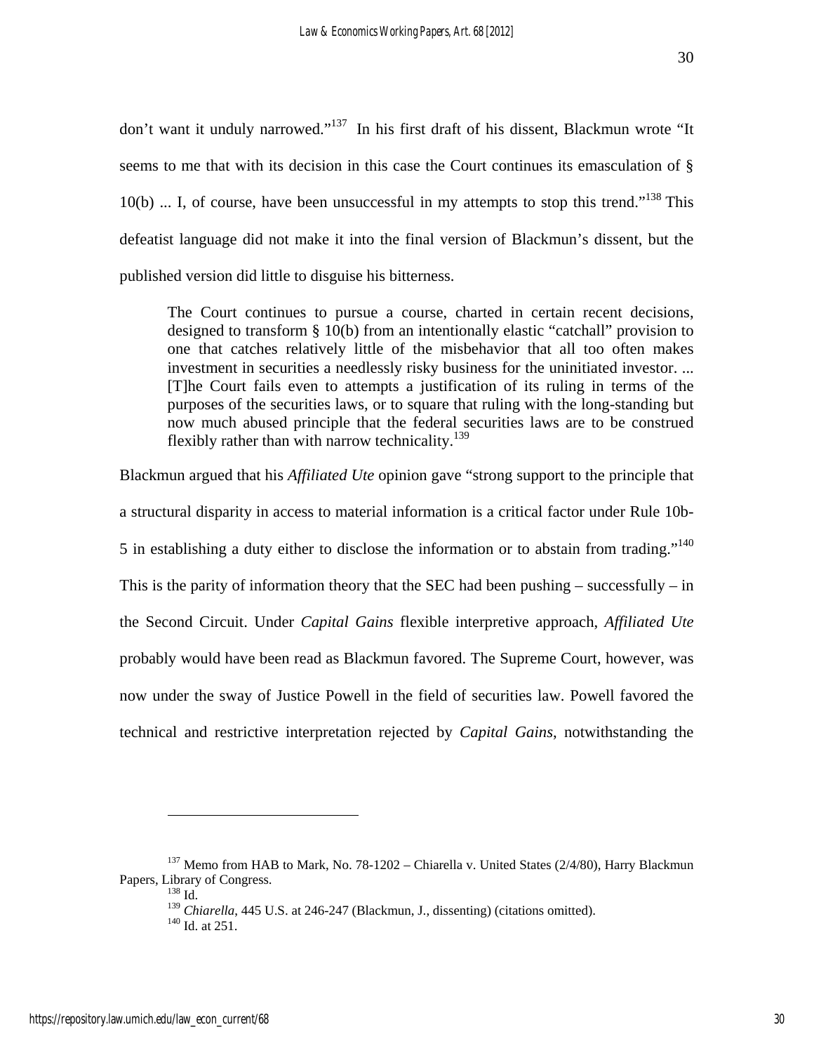don't want it unduly narrowed."[137] In his first draft of his dissent, Blackmun wrote "It seems to me that with its decision in this case the Court continues its emasculation of § 10(b) ... I, of course, have been unsuccessful in my attempts to stop this trend."[138] This defeatist language did not make it into the final version of Blackmun's dissent, but the published version did little to disguise his bitterness.

> The Court continues to pursue a course, charted in certain recent decisions, designed to transform § 10(b) from an intentionally elastic "catchall" provision to one that catches relatively little of the misbehavior that all too often makes investment in securities a needlessly risky business for the uninitiated investor. ... [T]he Court fails even to attempts a justification of its ruling in terms of the purposes of the securities laws, or to square that ruling with the long-standing but now much abused principle that the federal securities laws are to be construed flexibly rather than with narrow technicality.[139]

Blackmun argued that his *Affiliated Ute* opinion gave "strong support to the principle that a structural disparity in access to material information is a critical factor under Rule 10b-5 in establishing a duty either to disclose the information or to abstain from trading."[140] This is the parity of information theory that the SEC had been pushing – successfully – in the Second Circuit. Under *Capital Gains* flexible interpretive approach, *Affiliated Ute* probably would have been read as Blackmun favored. The Supreme Court, however, was now under the sway of Justice Powell in the field of securities law. Powell favored the technical and restrictive interpretation rejected by *Capital Gains*, notwithstanding the

---

[137] Memo from HAB to Mark, No. 78-1202 – Chiarella v. United States (2/4/80), Harry Blackmun Papers, Library of Congress.

[138] Id.

[139] *Chiarella*, 445 U.S. at 246-247 (Blackmun, J., dissenting) (citations omitted).

[140] Id. at 251.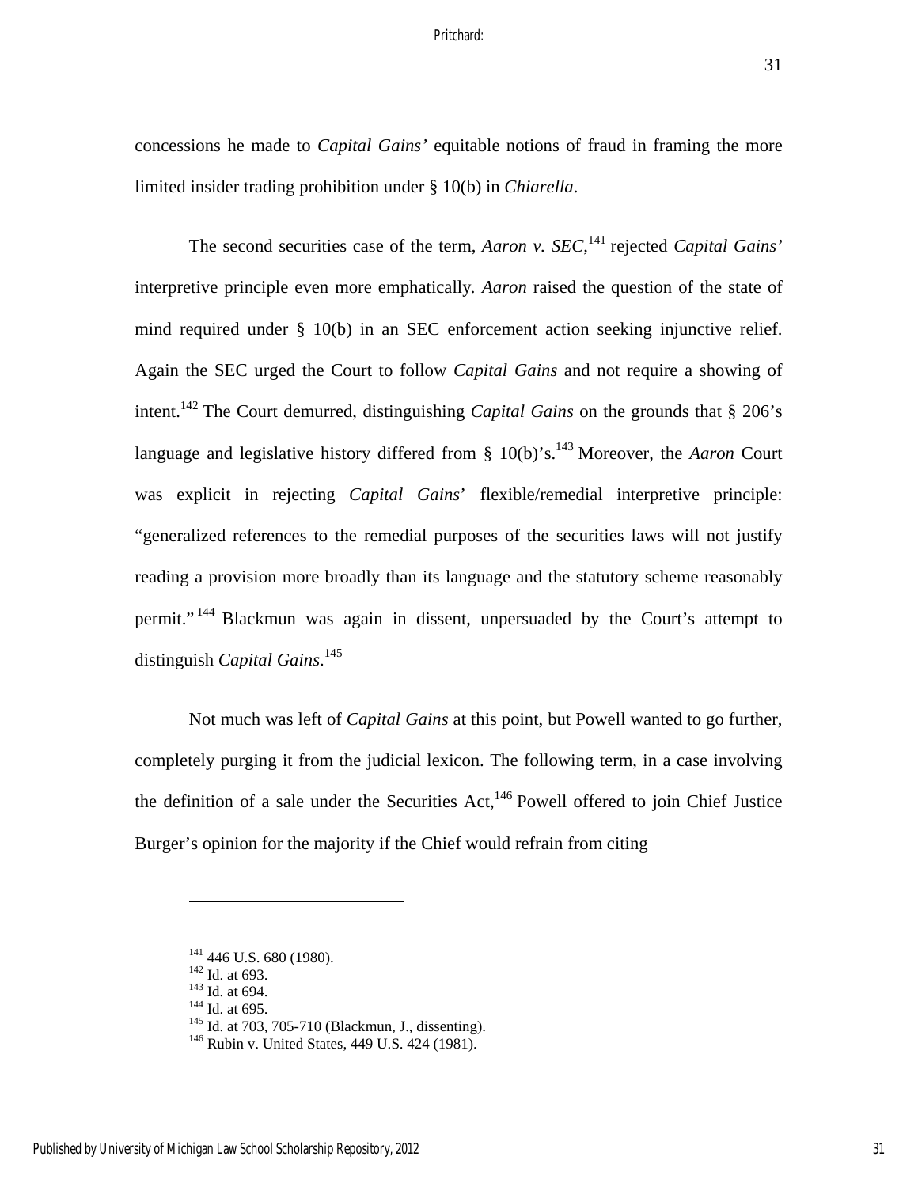concessions he made to *Capital Gains'* equitable notions of fraud in framing the more limited insider trading prohibition under § 10(b) in *Chiarella*.

The second securities case of the term, *Aaron v. SEC*,[141] rejected *Capital Gains'* interpretive principle even more emphatically. *Aaron* raised the question of the state of mind required under § 10(b) in an SEC enforcement action seeking injunctive relief. Again the SEC urged the Court to follow *Capital Gains* and not require a showing of intent.[142] The Court demurred, distinguishing *Capital Gains* on the grounds that § 206's language and legislative history differed from § 10(b)'s.[143] Moreover, the *Aaron* Court was explicit in rejecting *Capital Gains*' flexible/remedial interpretive principle: "generalized references to the remedial purposes of the securities laws will not justify reading a provision more broadly than its language and the statutory scheme reasonably permit."[144] Blackmun was again in dissent, unpersuaded by the Court's attempt to distinguish *Capital Gains*.[145]

Not much was left of *Capital Gains* at this point, but Powell wanted to go further, completely purging it from the judicial lexicon. The following term, in a case involving the definition of a sale under the Securities Act,[146] Powell offered to join Chief Justice Burger's opinion for the majority if the Chief would refrain from citing

---

[141] 446 U.S. 680 (1980).
[142] Id. at 693.
[143] Id. at 694.
[144] Id. at 695.
[145] Id. at 703, 705-710 (Blackmun, J., dissenting).
[146] Rubin v. United States, 449 U.S. 424 (1981).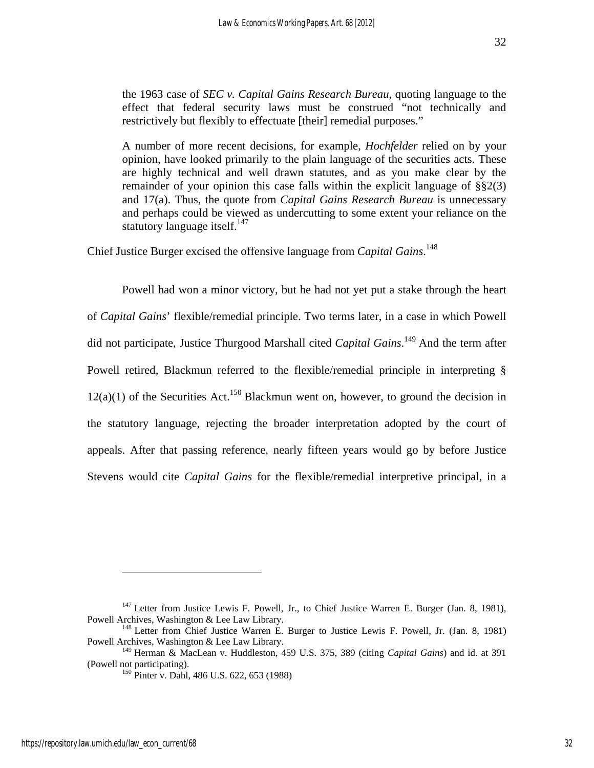the 1963 case of *SEC v. Capital Gains Research Bureau*, quoting language to the effect that federal security laws must be construed "not technically and restrictively but flexibly to effectuate [their] remedial purposes."

> A number of more recent decisions, for example, *Hochfelder* relied on by your opinion, have looked primarily to the plain language of the securities acts. These are highly technical and well drawn statutes, and as you make clear by the remainder of your opinion this case falls within the explicit language of §§2(3) and 17(a). Thus, the quote from *Capital Gains Research Bureau* is unnecessary and perhaps could be viewed as undercutting to some extent your reliance on the statutory language itself.[147]

Chief Justice Burger excised the offensive language from *Capital Gains*.[148]

Powell had won a minor victory, but he had not yet put a stake through the heart of *Capital Gains*' flexible/remedial principle. Two terms later, in a case in which Powell did not participate, Justice Thurgood Marshall cited *Capital Gains*.[149] And the term after Powell retired, Blackmun referred to the flexible/remedial principle in interpreting § 12(a)(1) of the Securities Act.[150] Blackmun went on, however, to ground the decision in the statutory language, rejecting the broader interpretation adopted by the court of appeals. After that passing reference, nearly fifteen years would go by before Justice Stevens would cite *Capital Gains* for the flexible/remedial interpretive principal, in a

---

[147] Letter from Justice Lewis F. Powell, Jr., to Chief Justice Warren E. Burger (Jan. 8, 1981), Powell Archives, Washington & Lee Law Library.

[148] Letter from Chief Justice Warren E. Burger to Justice Lewis F. Powell, Jr. (Jan. 8, 1981) Powell Archives, Washington & Lee Law Library.

[149] Herman & MacLean v. Huddleston, 459 U.S. 375, 389 (citing *Capital Gains*) and id. at 391 (Powell not participating).

[150] Pinter v. Dahl, 486 U.S. 622, 653 (1988)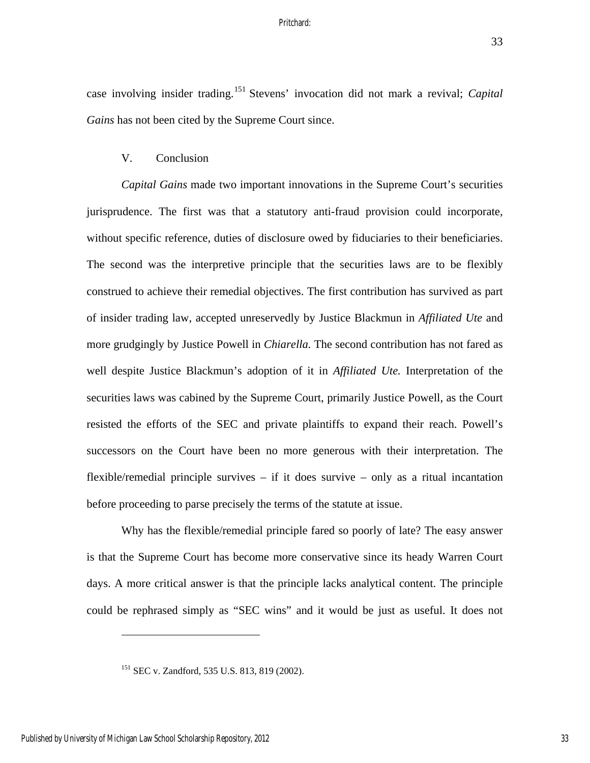case involving insider trading.[151] Stevens' invocation did not mark a revival; *Capital Gains* has not been cited by the Supreme Court since.

## V. Conclusion

*Capital Gains* made two important innovations in the Supreme Court's securities jurisprudence. The first was that a statutory anti-fraud provision could incorporate, without specific reference, duties of disclosure owed by fiduciaries to their beneficiaries. The second was the interpretive principle that the securities laws are to be flexibly construed to achieve their remedial objectives. The first contribution has survived as part of insider trading law, accepted unreservedly by Justice Blackmun in *Affiliated Ute* and more grudgingly by Justice Powell in *Chiarella.* The second contribution has not fared as well despite Justice Blackmun's adoption of it in *Affiliated Ute.* Interpretation of the securities laws was cabined by the Supreme Court, primarily Justice Powell, as the Court resisted the efforts of the SEC and private plaintiffs to expand their reach. Powell's successors on the Court have been no more generous with their interpretation. The flexible/remedial principle survives – if it does survive – only as a ritual incantation before proceeding to parse precisely the terms of the statute at issue.

Why has the flexible/remedial principle fared so poorly of late? The easy answer is that the Supreme Court has become more conservative since its heady Warren Court days. A more critical answer is that the principle lacks analytical content. The principle could be rephrased simply as "SEC wins" and it would be just as useful. It does not

---

[151] SEC v. Zandford, 535 U.S. 813, 819 (2002).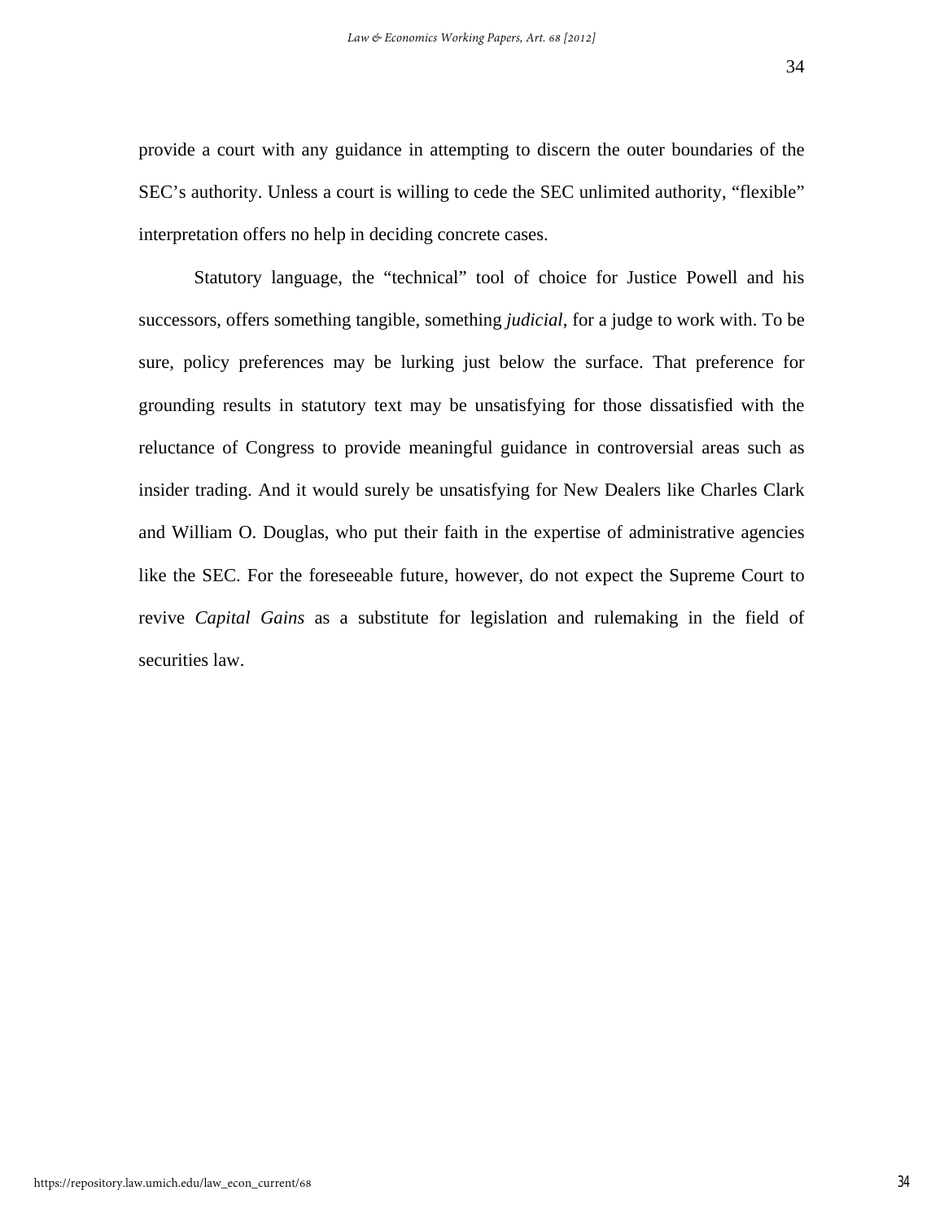provide a court with any guidance in attempting to discern the outer boundaries of the SEC's authority. Unless a court is willing to cede the SEC unlimited authority, "flexible" interpretation offers no help in deciding concrete cases.

Statutory language, the "technical" tool of choice for Justice Powell and his successors, offers something tangible, something *judicial*, for a judge to work with. To be sure, policy preferences may be lurking just below the surface. That preference for grounding results in statutory text may be unsatisfying for those dissatisfied with the reluctance of Congress to provide meaningful guidance in controversial areas such as insider trading. And it would surely be unsatisfying for New Dealers like Charles Clark and William O. Douglas, who put their faith in the expertise of administrative agencies like the SEC. For the foreseeable future, however, do not expect the Supreme Court to revive *Capital Gains* as a substitute for legislation and rulemaking in the field of securities law.